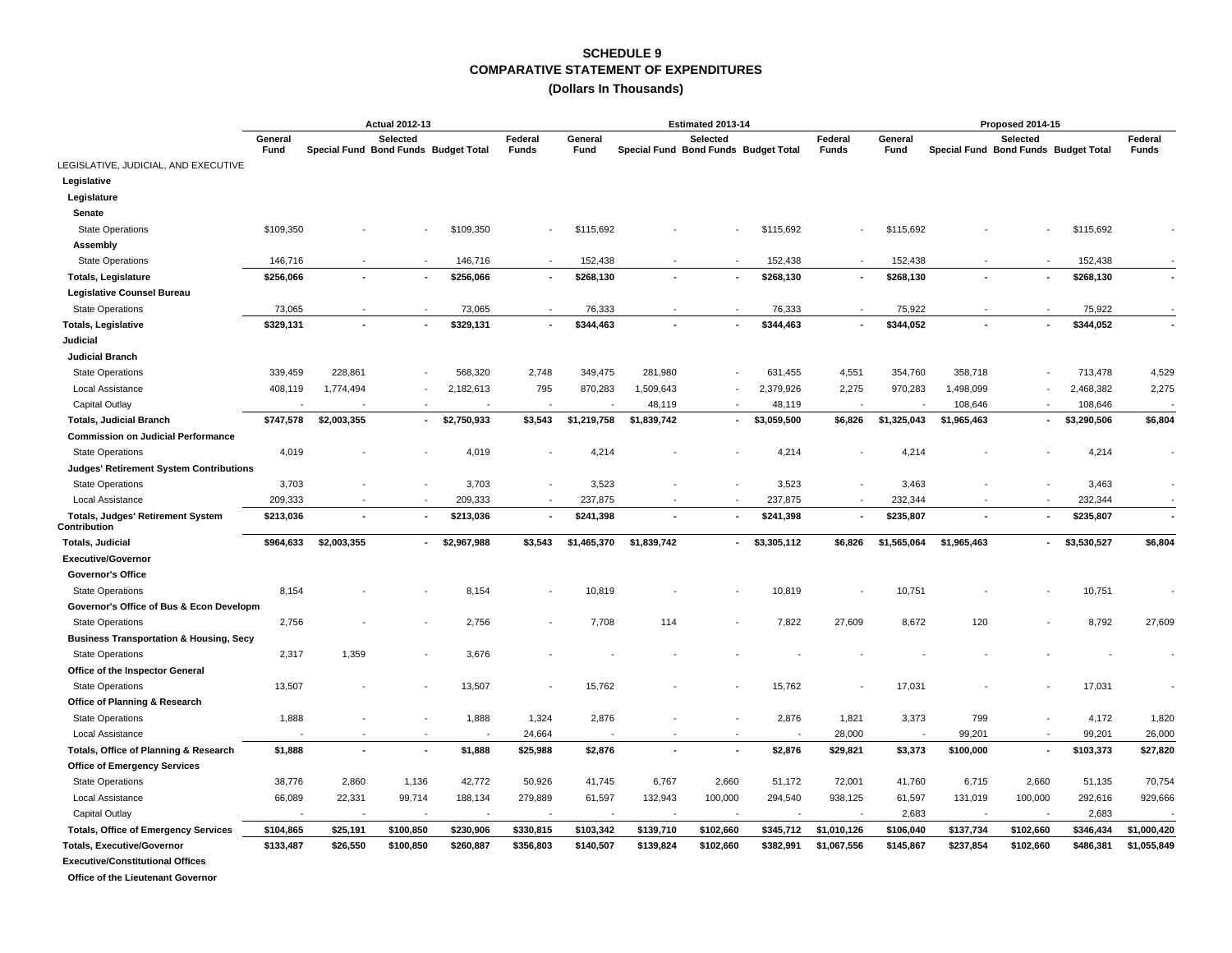# SCHEDULE 9
## COMPARATIVE STATEMENT OF EXPENDITURES
### (Dollars In Thousands)

| | Actual 2012-13 | | | | | Estimated 2013-14 | | | | | Proposed 2014-15 | | | | |
|---|---|---|---|---|---|---|---|---|---|---|---|---|---|---|---|
| | General Fund | Selected Special Fund | Selected Bond Funds | Selected Budget Total | Federal Funds | General Fund | Selected Special Fund | Selected Bond Funds | Selected Budget Total | Federal Funds | General Fund | Selected Special Fund | Selected Bond Funds | Selected Budget Total | Federal Funds |
| LEGISLATIVE, JUDICIAL, AND EXECUTIVE | | | | | | | | | | | | | | | |
| **Legislative** | | | | | | | | | | | | | | | |
| **Legislature** | | | | | | | | | | | | | | | |
| **Senate** | | | | | | | | | | | | | | | |
| State Operations | $109,350 | - | - | $109,350 | - | $115,692 | - | - | $115,692 | - | $115,692 | - | - | $115,692 | - |
| **Assembly** | | | | | | | | | | | | | | | |
| State Operations | 146,716 | - | - | 146,716 | - | 152,438 | - | - | 152,438 | - | 152,438 | - | - | 152,438 | - |
| **Totals, Legislature** | **$256,066** | **-** | **-** | **$256,066** | **-** | **$268,130** | **-** | **-** | **$268,130** | **-** | **$268,130** | **-** | **-** | **$268,130** | **-** |
| **Legislative Counsel Bureau** | | | | | | | | | | | | | | | |
| State Operations | 73,065 | - | - | 73,065 | - | 76,333 | - | - | 76,333 | - | 75,922 | - | - | 75,922 | - |
| **Totals, Legislative** | **$329,131** | **-** | **-** | **$329,131** | **-** | **$344,463** | **-** | **-** | **$344,463** | **-** | **$344,052** | **-** | **-** | **$344,052** | **-** |
| **Judicial** | | | | | | | | | | | | | | | |
| **Judicial Branch** | | | | | | | | | | | | | | | |
| State Operations | 339,459 | 228,861 | - | 568,320 | 2,748 | 349,475 | 281,980 | - | 631,455 | 4,551 | 354,760 | 358,718 | - | 713,478 | 4,529 |
| Local Assistance | 408,119 | 1,774,494 | - | 2,182,613 | 795 | 870,283 | 1,509,643 | - | 2,379,926 | 2,275 | 970,283 | 1,498,099 | - | 2,468,382 | 2,275 |
| Capital Outlay | - | - | - | - | - | - | 48,119 | - | 48,119 | - | - | 108,646 | - | 108,646 | - |
| **Totals, Judicial Branch** | **$747,578** | **$2,003,355** | **-** | **$2,750,933** | **$3,543** | **$1,219,758** | **$1,839,742** | **-** | **$3,059,500** | **$6,826** | **$1,325,043** | **$1,965,463** | **-** | **$3,290,506** | **$6,804** |
| **Commission on Judicial Performance** | | | | | | | | | | | | | | | |
| State Operations | 4,019 | - | - | 4,019 | - | 4,214 | - | - | 4,214 | - | 4,214 | - | - | 4,214 | - |
| **Judges' Retirement System Contributions** | | | | | | | | | | | | | | | |
| State Operations | 3,703 | - | - | 3,703 | - | 3,523 | - | - | 3,523 | - | 3,463 | - | - | 3,463 | - |
| Local Assistance | 209,333 | - | - | 209,333 | - | 237,875 | - | - | 237,875 | - | 232,344 | - | - | 232,344 | - |
| **Totals, Judges' Retirement System Contribution** | **$213,036** | **-** | **-** | **$213,036** | **-** | **$241,398** | **-** | **-** | **$241,398** | **-** | **$235,807** | **-** | **-** | **$235,807** | **-** |
| **Totals, Judicial** | **$964,633** | **$2,003,355** | **-** | **$2,967,988** | **$3,543** | **$1,465,370** | **$1,839,742** | **-** | **$3,305,112** | **$6,826** | **$1,565,064** | **$1,965,463** | **-** | **$3,530,527** | **$6,804** |
| **Executive/Governor** | | | | | | | | | | | | | | | |
| **Governor's Office** | | | | | | | | | | | | | | | |
| State Operations | 8,154 | - | - | 8,154 | - | 10,819 | - | - | 10,819 | - | 10,751 | - | - | 10,751 | - |
| **Governor's Office of Bus & Econ Developm** | | | | | | | | | | | | | | | |
| State Operations | 2,756 | - | - | 2,756 | - | 7,708 | 114 | - | 7,822 | 27,609 | 8,672 | 120 | - | 8,792 | 27,609 |
| **Business Transportation & Housing, Secy** | | | | | | | | | | | | | | | |
| State Operations | 2,317 | 1,359 | - | 3,676 | - | - | - | - | - | - | - | - | - | - | - |
| **Office of the Inspector General** | | | | | | | | | | | | | | | |
| State Operations | 13,507 | - | - | 13,507 | - | 15,762 | - | - | 15,762 | - | 17,031 | - | - | 17,031 | - |
| **Office of Planning & Research** | | | | | | | | | | | | | | | |
| State Operations | 1,888 | - | - | 1,888 | 1,324 | 2,876 | - | - | 2,876 | 1,821 | 3,373 | 799 | - | 4,172 | 1,820 |
| Local Assistance | - | - | - | - | 24,664 | - | - | - | - | 28,000 | - | 99,201 | - | 99,201 | 26,000 |
| **Totals, Office of Planning & Research** | **$1,888** | **-** | **-** | **$1,888** | **$25,988** | **$2,876** | **-** | **-** | **$2,876** | **$29,821** | **$3,373** | **$100,000** | **-** | **$103,373** | **$27,820** |
| **Office of Emergency Services** | | | | | | | | | | | | | | | |
| State Operations | 38,776 | 2,860 | 1,136 | 42,772 | 50,926 | 41,745 | 6,767 | 2,660 | 51,172 | 72,001 | 41,760 | 6,715 | 2,660 | 51,135 | 70,754 |
| Local Assistance | 66,089 | 22,331 | 99,714 | 188,134 | 279,889 | 61,597 | 132,943 | 100,000 | 294,540 | 938,125 | 61,597 | 131,019 | 100,000 | 292,616 | 929,666 |
| Capital Outlay | - | - | - | - | - | - | - | - | - | - | 2,683 | - | - | 2,683 | - |
| **Totals, Office of Emergency Services** | **$104,865** | **$25,191** | **$100,850** | **$230,906** | **$330,815** | **$103,342** | **$139,710** | **$102,660** | **$345,712** | **$1,010,126** | **$106,040** | **$137,734** | **$102,660** | **$346,434** | **$1,000,420** |
| **Totals, Executive/Governor** | **$133,487** | **$26,550** | **$100,850** | **$260,887** | **$356,803** | **$140,507** | **$139,824** | **$102,660** | **$382,991** | **$1,067,556** | **$145,867** | **$237,854** | **$102,660** | **$486,381** | **$1,055,849** |
| **Executive/Constitutional Offices** | | | | | | | | | | | | | | | |
| **Office of the Lieutenant Governor** | | | | | | | | | | | | | | | |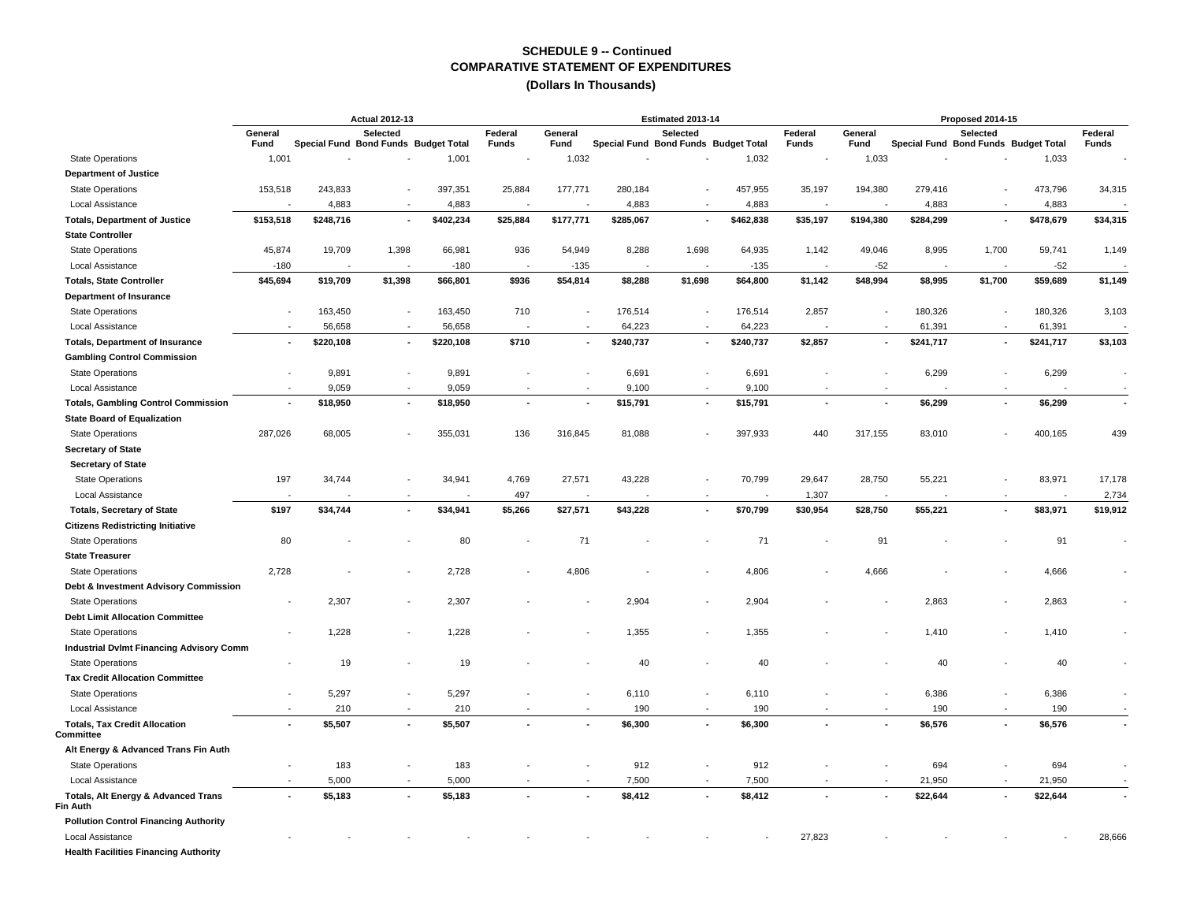# SCHEDULE 9 -- Continued
## COMPARATIVE STATEMENT OF EXPENDITURES
### (Dollars In Thousands)

| | Actual 2012-13 | | | | | Estimated 2013-14 | | | | | Proposed 2014-15 | | | | |
|---|---|---|---|---|---|---|---|---|---|---|---|---|---|---|---|
| | General Fund | Special Fund | Selected Bond Funds | Budget Total | Federal Funds | General Fund | Special Fund | Selected Bond Funds | Budget Total | Federal Funds | General Fund | Special Fund | Selected Bond Funds | Budget Total | Federal Funds |
| State Operations | 1,001 | - | - | 1,001 | - | 1,032 | - | - | 1,032 | - | 1,033 | - | - | 1,033 | - |
| **Department of Justice** | | | | | | | | | | | | | | | |
| State Operations | 153,518 | 243,833 | - | 397,351 | 25,884 | 177,771 | 280,184 | - | 457,955 | 35,197 | 194,380 | 279,416 | - | 473,796 | 34,315 |
| Local Assistance | - | 4,883 | - | 4,883 | - | - | 4,883 | - | 4,883 | - | - | 4,883 | - | 4,883 | - |
| **Totals, Department of Justice** | **$153,518** | **$248,716** | **-** | **$402,234** | **$25,884** | **$177,771** | **$285,067** | **-** | **$462,838** | **$35,197** | **$194,380** | **$284,299** | **-** | **$478,679** | **$34,315** |
| **State Controller** | | | | | | | | | | | | | | | |
| State Operations | 45,874 | 19,709 | 1,398 | 66,981 | 936 | 54,949 | 8,288 | 1,698 | 64,935 | 1,142 | 49,046 | 8,995 | 1,700 | 59,741 | 1,149 |
| Local Assistance | -180 | - | - | -180 | - | -135 | - | - | -135 | - | -52 | - | - | -52 | - |
| **Totals, State Controller** | **$45,694** | **$19,709** | **$1,398** | **$66,801** | **$936** | **$54,814** | **$8,288** | **$1,698** | **$64,800** | **$1,142** | **$48,994** | **$8,995** | **$1,700** | **$59,689** | **$1,149** |
| **Department of Insurance** | | | | | | | | | | | | | | | |
| State Operations | - | 163,450 | - | 163,450 | 710 | - | 176,514 | - | 176,514 | 2,857 | - | 180,326 | - | 180,326 | 3,103 |
| Local Assistance | - | 56,658 | - | 56,658 | - | - | 64,223 | - | 64,223 | - | - | 61,391 | - | 61,391 | - |
| **Totals, Department of Insurance** | **-** | **$220,108** | **-** | **$220,108** | **$710** | **-** | **$240,737** | **-** | **$240,737** | **$2,857** | **-** | **$241,717** | **-** | **$241,717** | **$3,103** |
| **Gambling Control Commission** | | | | | | | | | | | | | | | |
| State Operations | - | 9,891 | - | 9,891 | - | - | 6,691 | - | 6,691 | - | - | 6,299 | - | 6,299 | - |
| Local Assistance | - | 9,059 | - | 9,059 | - | - | 9,100 | - | 9,100 | - | - | - | - | - | - |
| **Totals, Gambling Control Commission** | **-** | **$18,950** | **-** | **$18,950** | **-** | **-** | **$15,791** | **-** | **$15,791** | **-** | **-** | **$6,299** | **-** | **$6,299** | **-** |
| **State Board of Equalization** | | | | | | | | | | | | | | | |
| State Operations | 287,026 | 68,005 | - | 355,031 | 136 | 316,845 | 81,088 | - | 397,933 | 440 | 317,155 | 83,010 | - | 400,165 | 439 |
| **Secretary of State** | | | | | | | | | | | | | | | |
| **Secretary of State** | | | | | | | | | | | | | | | |
| State Operations | 197 | 34,744 | - | 34,941 | 4,769 | 27,571 | 43,228 | - | 70,799 | 29,647 | 28,750 | 55,221 | - | 83,971 | 17,178 |
| Local Assistance | - | - | - | - | 497 | - | - | - | - | 1,307 | - | - | - | - | 2,734 |
| **Totals, Secretary of State** | **$197** | **$34,744** | **-** | **$34,941** | **$5,266** | **$27,571** | **$43,228** | **-** | **$70,799** | **$30,954** | **$28,750** | **$55,221** | **-** | **$83,971** | **$19,912** |
| **Citizens Redistricting Initiative** | | | | | | | | | | | | | | | |
| State Operations | 80 | - | - | 80 | - | 71 | - | - | 71 | - | 91 | - | - | 91 | - |
| **State Treasurer** | | | | | | | | | | | | | | | |
| State Operations | 2,728 | - | - | 2,728 | - | 4,806 | - | - | 4,806 | - | 4,666 | - | - | 4,666 | - |
| **Debt & Investment Advisory Commission** | | | | | | | | | | | | | | | |
| State Operations | - | 2,307 | - | 2,307 | - | - | 2,904 | - | 2,904 | - | - | 2,863 | - | 2,863 | - |
| **Debt Limit Allocation Committee** | | | | | | | | | | | | | | | |
| State Operations | - | 1,228 | - | 1,228 | - | - | 1,355 | - | 1,355 | - | - | 1,410 | - | 1,410 | - |
| **Industrial Dvlmt Financing Advisory Comm** | | | | | | | | | | | | | | | |
| State Operations | - | 19 | - | 19 | - | - | 40 | - | 40 | - | - | 40 | - | 40 | - |
| **Tax Credit Allocation Committee** | | | | | | | | | | | | | | | |
| State Operations | - | 5,297 | - | 5,297 | - | - | 6,110 | - | 6,110 | - | - | 6,386 | - | 6,386 | - |
| Local Assistance | - | 210 | - | 210 | - | - | 190 | - | 190 | - | - | 190 | - | 190 | - |
| **Totals, Tax Credit Allocation Committee** | **-** | **$5,507** | **-** | **$5,507** | **-** | **-** | **$6,300** | **-** | **$6,300** | **-** | **-** | **$6,576** | **-** | **$6,576** | **-** |
| **Alt Energy & Advanced Trans Fin Auth** | | | | | | | | | | | | | | | |
| State Operations | - | 183 | - | 183 | - | - | 912 | - | 912 | - | - | 694 | - | 694 | - |
| Local Assistance | - | 5,000 | - | 5,000 | - | - | 7,500 | - | 7,500 | - | - | 21,950 | - | 21,950 | - |
| **Totals, Alt Energy & Advanced Trans Fin Auth** | **-** | **$5,183** | **-** | **$5,183** | **-** | **-** | **$8,412** | **-** | **$8,412** | **-** | **-** | **$22,644** | **-** | **$22,644** | **-** |
| **Pollution Control Financing Authority** | | | | | | | | | | | | | | | |
| Local Assistance | - | - | - | - | - | - | - | - | - | 27,823 | - | - | - | - | 28,666 |
| **Health Facilities Financing Authority** | | | | | | | | | | | | | | | |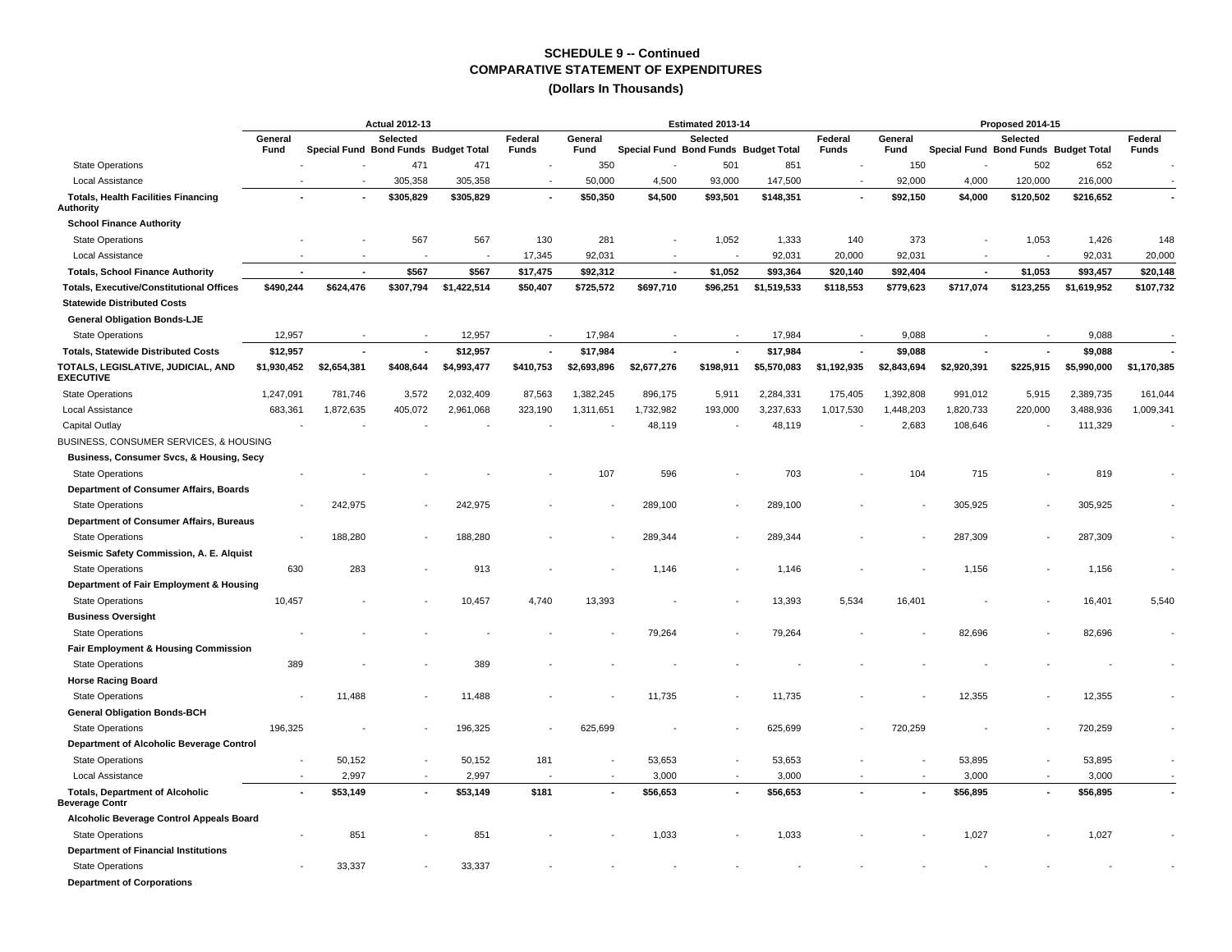## SCHEDULE 9 -- Continued
## COMPARATIVE STATEMENT OF EXPENDITURES
### (Dollars In Thousands)

| | Actual 2012-13 | | | | | Estimated 2013-14 | | | | | Proposed 2014-15 | | | | |
|---|---|---|---|---|---|---|---|---|---|---|---|---|---|---|---|
| | General Fund | Special Fund | Selected Bond Funds | Budget Total | Federal Funds | General Fund | Special Fund | Selected Bond Funds | Budget Total | Federal Funds | General Fund | Special Fund | Selected Bond Funds | Budget Total | Federal Funds |
| State Operations | - | - | 471 | 471 | - | 350 | - | 501 | 851 | - | 150 | - | 502 | 652 | - |
| Local Assistance | - | - | 305,358 | 305,358 | - | 50,000 | 4,500 | 93,000 | 147,500 | - | 92,000 | 4,000 | 120,000 | 216,000 | - |
| **Totals, Health Facilities Financing Authority** | - | - | **$305,829** | **$305,829** | - | **$50,350** | **$4,500** | **$93,501** | **$148,351** | - | **$92,150** | **$4,000** | **$120,502** | **$216,652** | - |
| **School Finance Authority** | | | | | | | | | | | | | | | |
| State Operations | - | - | 567 | 567 | 130 | 281 | - | 1,052 | 1,333 | 140 | 373 | - | 1,053 | 1,426 | 148 |
| Local Assistance | - | - | - | - | 17,345 | 92,031 | - | - | 92,031 | 20,000 | 92,031 | - | - | 92,031 | 20,000 |
| **Totals, School Finance Authority** | - | - | **$567** | **$567** | **$17,475** | **$92,312** | - | **$1,052** | **$93,364** | **$20,140** | **$92,404** | - | **$1,053** | **$93,457** | **$20,148** |
| **Totals, Executive/Constitutional Offices** | **$490,244** | **$624,476** | **$307,794** | **$1,422,514** | **$50,407** | **$725,572** | **$697,710** | **$96,251** | **$1,519,533** | **$118,553** | **$779,623** | **$717,074** | **$123,255** | **$1,619,952** | **$107,732** |
| **Statewide Distributed Costs** | | | | | | | | | | | | | | | |
| **General Obligation Bonds-LJE** | | | | | | | | | | | | | | | |
| State Operations | 12,957 | - | - | 12,957 | - | 17,984 | - | - | 17,984 | - | 9,088 | - | - | 9,088 | - |
| **Totals, Statewide Distributed Costs** | **$12,957** | - | - | **$12,957** | - | **$17,984** | - | - | **$17,984** | - | **$9,088** | - | - | **$9,088** | - |
| **TOTALS, LEGISLATIVE, JUDICIAL, AND EXECUTIVE** | **$1,930,452** | **$2,654,381** | **$408,644** | **$4,993,477** | **$410,753** | **$2,693,896** | **$2,677,276** | **$198,911** | **$5,570,083** | **$1,192,935** | **$2,843,694** | **$2,920,391** | **$225,915** | **$5,990,000** | **$1,170,385** |
| State Operations | 1,247,091 | 781,746 | 3,572 | 2,032,409 | 87,563 | 1,382,245 | 896,175 | 5,911 | 2,284,331 | 175,405 | 1,392,808 | 991,012 | 5,915 | 2,389,735 | 161,044 |
| Local Assistance | 683,361 | 1,872,635 | 405,072 | 2,961,068 | 323,190 | 1,311,651 | 1,732,982 | 193,000 | 3,237,633 | 1,017,530 | 1,448,203 | 1,820,733 | 220,000 | 3,488,936 | 1,009,341 |
| Capital Outlay | - | - | - | - | - | - | 48,119 | - | 48,119 | - | 2,683 | 108,646 | - | 111,329 | - |
| BUSINESS, CONSUMER SERVICES, & HOUSING | | | | | | | | | | | | | | | |
| **Business, Consumer Svcs, & Housing, Secy** | | | | | | | | | | | | | | | |
| State Operations | - | - | - | - | - | 107 | 596 | - | 703 | - | 104 | 715 | - | 819 | - |
| **Department of Consumer Affairs, Boards** | | | | | | | | | | | | | | | |
| State Operations | - | 242,975 | - | 242,975 | - | - | 289,100 | - | 289,100 | - | - | 305,925 | - | 305,925 | - |
| **Department of Consumer Affairs, Bureaus** | | | | | | | | | | | | | | | |
| State Operations | - | 188,280 | - | 188,280 | - | - | 289,344 | - | 289,344 | - | - | 287,309 | - | 287,309 | - |
| **Seismic Safety Commission, A. E. Alquist** | | | | | | | | | | | | | | | |
| State Operations | 630 | 283 | - | 913 | - | - | 1,146 | - | 1,146 | - | - | 1,156 | - | 1,156 | - |
| **Department of Fair Employment & Housing** | | | | | | | | | | | | | | | |
| State Operations | 10,457 | - | - | 10,457 | 4,740 | 13,393 | - | - | 13,393 | 5,534 | 16,401 | - | - | 16,401 | 5,540 |
| **Business Oversight** | | | | | | | | | | | | | | | |
| State Operations | - | - | - | - | - | - | 79,264 | - | 79,264 | - | - | 82,696 | - | 82,696 | - |
| **Fair Employment & Housing Commission** | | | | | | | | | | | | | | | |
| State Operations | 389 | - | - | 389 | - | - | - | - | - | - | - | - | - | - | - |
| **Horse Racing Board** | | | | | | | | | | | | | | | |
| State Operations | - | 11,488 | - | 11,488 | - | - | 11,735 | - | 11,735 | - | - | 12,355 | - | 12,355 | - |
| **General Obligation Bonds-BCH** | | | | | | | | | | | | | | | |
| State Operations | 196,325 | - | - | 196,325 | - | 625,699 | - | - | 625,699 | - | 720,259 | - | - | 720,259 | - |
| **Department of Alcoholic Beverage Control** | | | | | | | | | | | | | | | |
| State Operations | - | 50,152 | - | 50,152 | 181 | - | 53,653 | - | 53,653 | - | - | 53,895 | - | 53,895 | - |
| Local Assistance | - | 2,997 | - | 2,997 | - | - | 3,000 | - | 3,000 | - | - | 3,000 | - | 3,000 | - |
| **Totals, Department of Alcoholic Beverage Contr** | - | **$53,149** | - | **$53,149** | **$181** | - | **$56,653** | - | **$56,653** | - | - | **$56,895** | - | **$56,895** | - |
| **Alcoholic Beverage Control Appeals Board** | | | | | | | | | | | | | | | |
| State Operations | - | 851 | - | 851 | - | - | 1,033 | - | 1,033 | - | - | 1,027 | - | 1,027 | - |
| **Department of Financial Institutions** | | | | | | | | | | | | | | | |
| State Operations | - | 33,337 | - | 33,337 | - | - | - | - | - | - | - | - | - | - | - |
| **Department of Corporations** | | | | | | | | | | | | | | | |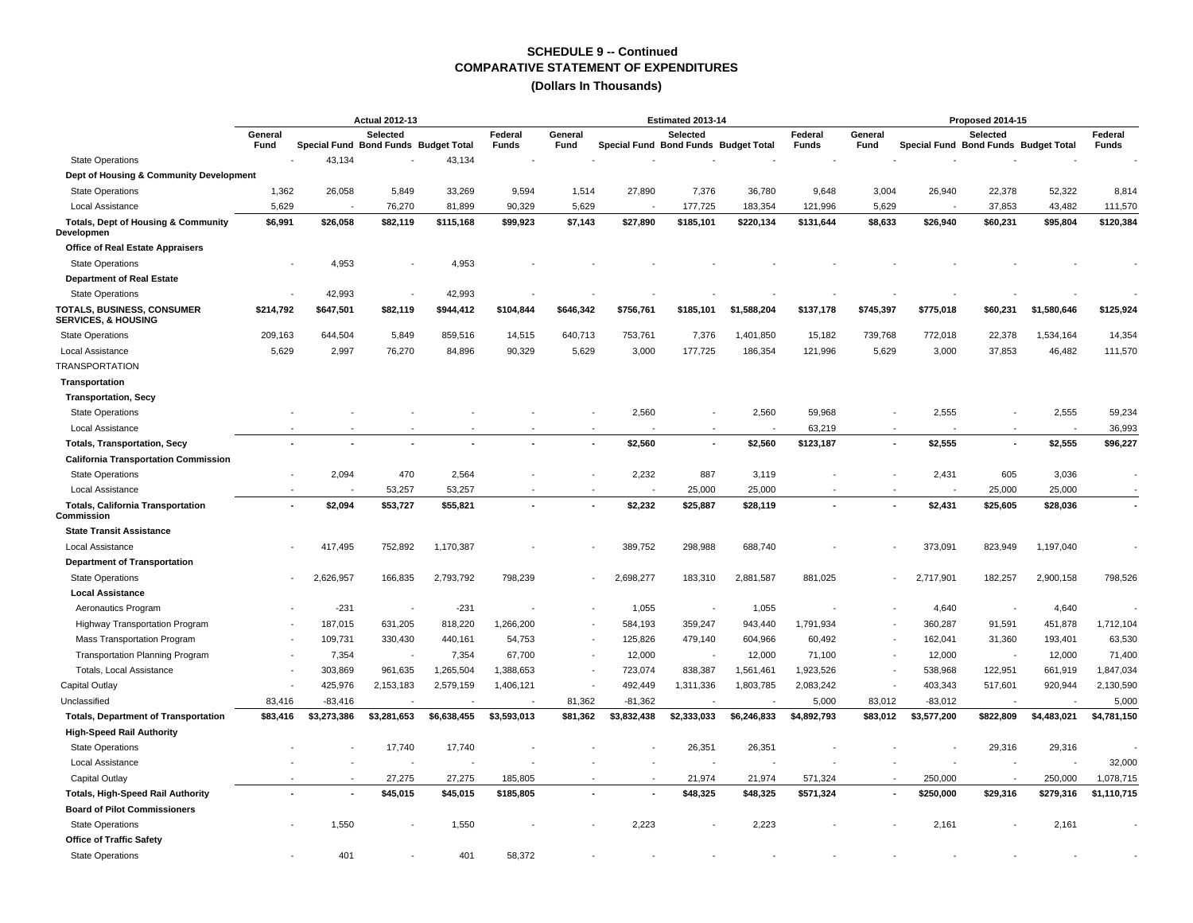# SCHEDULE 9 -- Continued
## COMPARATIVE STATEMENT OF EXPENDITURES
### (Dollars In Thousands)

| | Actual 2012-13 | | | | | Estimated 2013-14 | | | | | Proposed 2014-15 | | | | |
|---|---|---|---|---|---|---|---|---|---|---|---|---|---|---|---|
| | General Fund | Special Fund | Selected Bond Funds | Budget Total | Federal Funds | General Fund | Special Fund | Selected Bond Funds | Budget Total | Federal Funds | General Fund | Special Fund | Selected Bond Funds | Budget Total | Federal Funds |
| State Operations | - | 43,134 | - | 43,134 | - | - | - | - | - | - | - | - | - | - | - |
| **Dept of Housing & Community Development** | | | | | | | | | | | | | | | |
| State Operations | 1,362 | 26,058 | 5,849 | 33,269 | 9,594 | 1,514 | 27,890 | 7,376 | 36,780 | 9,648 | 3,004 | 26,940 | 22,378 | 52,322 | 8,814 |
| Local Assistance | 5,629 | - | 76,270 | 81,899 | 90,329 | 5,629 | - | 177,725 | 183,354 | 121,996 | 5,629 | - | 37,853 | 43,482 | 111,570 |
| **Totals, Dept of Housing & Community Developmen** | **$6,991** | **$26,058** | **$82,119** | **$115,168** | **$99,923** | **$7,143** | **$27,890** | **$185,101** | **$220,134** | **$131,644** | **$8,633** | **$26,940** | **$60,231** | **$95,804** | **$120,384** |
| **Office of Real Estate Appraisers** | | | | | | | | | | | | | | | |
| State Operations | - | 4,953 | - | 4,953 | - | - | - | - | - | - | - | - | - | - | - |
| **Department of Real Estate** | | | | | | | | | | | | | | | |
| State Operations | - | 42,993 | - | 42,993 | - | - | - | - | - | - | - | - | - | - | - |
| **TOTALS, BUSINESS, CONSUMER SERVICES, & HOUSING** | **$214,792** | **$647,501** | **$82,119** | **$944,412** | **$104,844** | **$646,342** | **$756,761** | **$185,101** | **$1,588,204** | **$137,178** | **$745,397** | **$775,018** | **$60,231** | **$1,580,646** | **$125,924** |
| State Operations | 209,163 | 644,504 | 5,849 | 859,516 | 14,515 | 640,713 | 753,761 | 7,376 | 1,401,850 | 15,182 | 739,768 | 772,018 | 22,378 | 1,534,164 | 14,354 |
| Local Assistance | 5,629 | 2,997 | 76,270 | 84,896 | 90,329 | 5,629 | 3,000 | 177,725 | 186,354 | 121,996 | 5,629 | 3,000 | 37,853 | 46,482 | 111,570 |
| TRANSPORTATION | | | | | | | | | | | | | | | |
| **Transportation** | | | | | | | | | | | | | | | |
| **Transportation, Secy** | | | | | | | | | | | | | | | |
| State Operations | - | - | - | - | - | - | 2,560 | - | 2,560 | 59,968 | - | 2,555 | - | 2,555 | 59,234 |
| Local Assistance | - | - | - | - | - | - | - | - | - | 63,219 | - | - | - | - | 36,993 |
| **Totals, Transportation, Secy** | **-** | **-** | **-** | **-** | **-** | **-** | **$2,560** | **-** | **$2,560** | **$123,187** | **-** | **$2,555** | **-** | **$2,555** | **$96,227** |
| **California Transportation Commission** | | | | | | | | | | | | | | | |
| State Operations | - | 2,094 | 470 | 2,564 | - | - | 2,232 | 887 | 3,119 | - | - | 2,431 | 605 | 3,036 | - |
| Local Assistance | - | - | 53,257 | 53,257 | - | - | - | 25,000 | 25,000 | - | - | - | 25,000 | 25,000 | - |
| **Totals, California Transportation Commission** | **-** | **$2,094** | **$53,727** | **$55,821** | **-** | **-** | **$2,232** | **$25,887** | **$28,119** | **-** | **-** | **$2,431** | **$25,605** | **$28,036** | **-** |
| **State Transit Assistance** | | | | | | | | | | | | | | | |
| Local Assistance | - | 417,495 | 752,892 | 1,170,387 | - | - | 389,752 | 298,988 | 688,740 | - | - | 373,091 | 823,949 | 1,197,040 | - |
| **Department of Transportation** | | | | | | | | | | | | | | | |
| State Operations | - | 2,626,957 | 166,835 | 2,793,792 | 798,239 | - | 2,698,277 | 183,310 | 2,881,587 | 881,025 | - | 2,717,901 | 182,257 | 2,900,158 | 798,526 |
| **Local Assistance** | | | | | | | | | | | | | | | |
| Aeronautics Program | - | -231 | - | -231 | - | - | 1,055 | - | 1,055 | - | - | 4,640 | - | 4,640 | - |
| Highway Transportation Program | - | 187,015 | 631,205 | 818,220 | 1,266,200 | - | 584,193 | 359,247 | 943,440 | 1,791,934 | - | 360,287 | 91,591 | 451,878 | 1,712,104 |
| Mass Transportation Program | - | 109,731 | 330,430 | 440,161 | 54,753 | - | 125,826 | 479,140 | 604,966 | 60,492 | - | 162,041 | 31,360 | 193,401 | 63,530 |
| Transportation Planning Program | - | 7,354 | - | 7,354 | 67,700 | - | 12,000 | - | 12,000 | 71,100 | - | 12,000 | - | 12,000 | 71,400 |
| Totals, Local Assistance | - | 303,869 | 961,635 | 1,265,504 | 1,388,653 | - | 723,074 | 838,387 | 1,561,461 | 1,923,526 | - | 538,968 | 122,951 | 661,919 | 1,847,034 |
| Capital Outlay | - | 425,976 | 2,153,183 | 2,579,159 | 1,406,121 | - | 492,449 | 1,311,336 | 1,803,785 | 2,083,242 | - | 403,343 | 517,601 | 920,944 | 2,130,590 |
| Unclassified | 83,416 | -83,416 | - | - | - | 81,362 | -81,362 | - | - | 5,000 | 83,012 | -83,012 | - | - | 5,000 |
| **Totals, Department of Transportation** | **$83,416** | **$3,273,386** | **$3,281,653** | **$6,638,455** | **$3,593,013** | **$81,362** | **$3,832,438** | **$2,333,033** | **$6,246,833** | **$4,892,793** | **$83,012** | **$3,577,200** | **$822,809** | **$4,483,021** | **$4,781,150** |
| **High-Speed Rail Authority** | | | | | | | | | | | | | | | |
| State Operations | - | - | 17,740 | 17,740 | - | - | - | 26,351 | 26,351 | - | - | - | 29,316 | 29,316 | - |
| Local Assistance | - | - | - | - | - | - | - | - | - | - | - | - | - | - | 32,000 |
| Capital Outlay | - | - | 27,275 | 27,275 | 185,805 | - | - | 21,974 | 21,974 | 571,324 | - | 250,000 | - | 250,000 | 1,078,715 |
| **Totals, High-Speed Rail Authority** | **-** | **-** | **$45,015** | **$45,015** | **$185,805** | **-** | **-** | **$48,325** | **$48,325** | **$571,324** | **-** | **$250,000** | **$29,316** | **$279,316** | **$1,110,715** |
| **Board of Pilot Commissioners** | | | | | | | | | | | | | | | |
| State Operations | - | 1,550 | - | 1,550 | - | - | 2,223 | - | 2,223 | - | - | 2,161 | - | 2,161 | - |
| **Office of Traffic Safety** | | | | | | | | | | | | | | | |
| State Operations | - | 401 | - | 401 | 58,372 | - | - | - | - | - | - | - | - | - | - |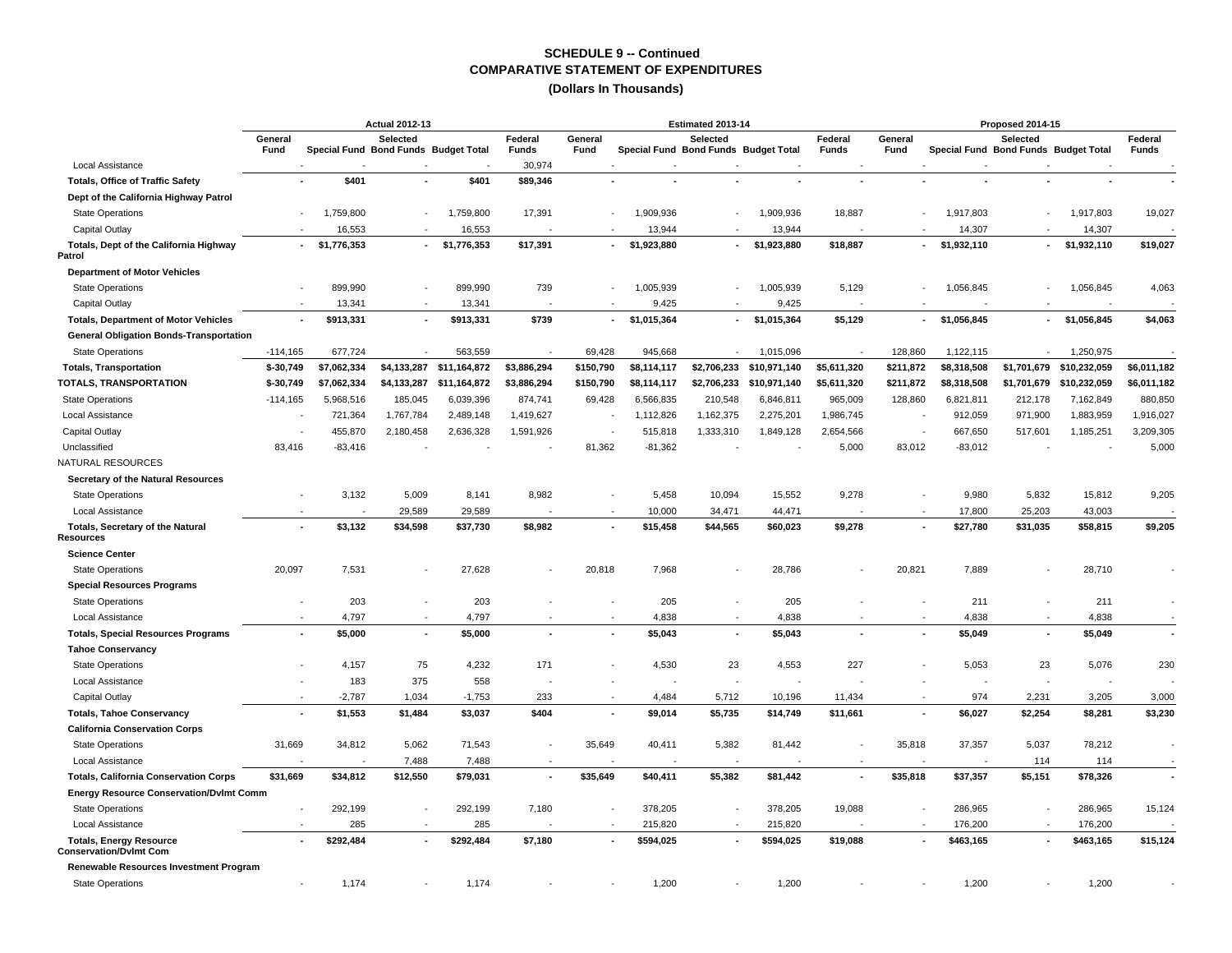# SCHEDULE 9 -- Continued
## COMPARATIVE STATEMENT OF EXPENDITURES
### (Dollars In Thousands)

| | Actual 2012-13 | | | | | Estimated 2013-14 | | | | | Proposed 2014-15 | | | | |
|---|---|---|---|---|---|---|---|---|---|---|---|---|---|---|---|
| | General Fund | Special Fund | Selected Bond Funds | Budget Total | Federal Funds | General Fund | Special Fund | Selected Bond Funds | Budget Total | Federal Funds | General Fund | Special Fund | Selected Bond Funds | Budget Total | Federal Funds |
| Local Assistance | - | - | - | - | 30,974 | - | - | - | - | - | - | - | - | - | - |
| **Totals, Office of Traffic Safety** | - | $401 | - | $401 | $89,346 | - | - | - | - | - | - | - | - | - | - |
| **Dept of the California Highway Patrol** | | | | | | | | | | | | | | | |
| State Operations | - | 1,759,800 | - | 1,759,800 | 17,391 | - | 1,909,936 | - | 1,909,936 | 18,887 | - | 1,917,803 | - | 1,917,803 | 19,027 |
| Capital Outlay | - | 16,553 | - | 16,553 | - | - | 13,944 | - | 13,944 | - | - | 14,307 | - | 14,307 | - |
| **Totals, Dept of the California Highway Patrol** | - | $1,776,353 | - | $1,776,353 | $17,391 | - | $1,923,880 | - | $1,923,880 | $18,887 | - | $1,932,110 | - | $1,932,110 | $19,027 |
| **Department of Motor Vehicles** | | | | | | | | | | | | | | | |
| State Operations | - | 899,990 | - | 899,990 | 739 | - | 1,005,939 | - | 1,005,939 | 5,129 | - | 1,056,845 | - | 1,056,845 | 4,063 |
| Capital Outlay | - | 13,341 | - | 13,341 | - | - | 9,425 | - | 9,425 | - | - | - | - | - | - |
| **Totals, Department of Motor Vehicles** | - | $913,331 | - | $913,331 | $739 | - | $1,015,364 | - | $1,015,364 | $5,129 | - | $1,056,845 | - | $1,056,845 | $4,063 |
| **General Obligation Bonds-Transportation** | | | | | | | | | | | | | | | |
| State Operations | -114,165 | 677,724 | - | 563,559 | - | 69,428 | 945,668 | - | 1,015,096 | - | 128,860 | 1,122,115 | - | 1,250,975 | - |
| **Totals, Transportation** | $-30,749 | $7,062,334 | $4,133,287 | $11,164,872 | $3,886,294 | $150,790 | $8,114,117 | $2,706,233 | $10,971,140 | $5,611,320 | $211,872 | $8,318,508 | $1,701,679 | $10,232,059 | $6,011,182 |
| **TOTALS, TRANSPORTATION** | $-30,749 | $7,062,334 | $4,133,287 | $11,164,872 | $3,886,294 | $150,790 | $8,114,117 | $2,706,233 | $10,971,140 | $5,611,320 | $211,872 | $8,318,508 | $1,701,679 | $10,232,059 | $6,011,182 |
| State Operations | -114,165 | 5,968,516 | 185,045 | 6,039,396 | 874,741 | 69,428 | 6,566,835 | 210,548 | 6,846,811 | 965,009 | 128,860 | 6,821,811 | 212,178 | 7,162,849 | 880,850 |
| Local Assistance | - | 721,364 | 1,767,784 | 2,489,148 | 1,419,627 | - | 1,112,826 | 1,162,375 | 2,275,201 | 1,986,745 | - | 912,059 | 971,900 | 1,883,959 | 1,916,027 |
| Capital Outlay | - | 455,870 | 2,180,458 | 2,636,328 | 1,591,926 | - | 515,818 | 1,333,310 | 1,849,128 | 2,654,566 | - | 667,650 | 517,601 | 1,185,251 | 3,209,305 |
| Unclassified | 83,416 | -83,416 | - | - | - | 81,362 | -81,362 | - | - | 5,000 | 83,012 | -83,012 | - | - | 5,000 |
| NATURAL RESOURCES | | | | | | | | | | | | | | | |
| **Secretary of the Natural Resources** | | | | | | | | | | | | | | | |
| State Operations | - | 3,132 | 5,009 | 8,141 | 8,982 | - | 5,458 | 10,094 | 15,552 | 9,278 | - | 9,980 | 5,832 | 15,812 | 9,205 |
| Local Assistance | - | - | 29,589 | 29,589 | - | - | 10,000 | 34,471 | 44,471 | - | - | 17,800 | 25,203 | 43,003 | - |
| **Totals, Secretary of the Natural Resources** | - | $3,132 | $34,598 | $37,730 | $8,982 | - | $15,458 | $44,565 | $60,023 | $9,278 | - | $27,780 | $31,035 | $58,815 | $9,205 |
| **Science Center** | | | | | | | | | | | | | | | |
| State Operations | 20,097 | 7,531 | - | 27,628 | - | 20,818 | 7,968 | - | 28,786 | - | 20,821 | 7,889 | - | 28,710 | - |
| **Special Resources Programs** | | | | | | | | | | | | | | | |
| State Operations | - | 203 | - | 203 | - | - | 205 | - | 205 | - | - | 211 | - | 211 | - |
| Local Assistance | - | 4,797 | - | 4,797 | - | - | 4,838 | - | 4,838 | - | - | 4,838 | - | 4,838 | - |
| **Totals, Special Resources Programs** | - | $5,000 | - | $5,000 | - | - | $5,043 | - | $5,043 | - | - | $5,049 | - | $5,049 | - |
| **Tahoe Conservancy** | | | | | | | | | | | | | | | |
| State Operations | - | 4,157 | 75 | 4,232 | 171 | - | 4,530 | 23 | 4,553 | 227 | - | 5,053 | 23 | 5,076 | 230 |
| Local Assistance | - | 183 | 375 | 558 | - | - | - | - | - | - | - | - | - | - | - |
| Capital Outlay | - | -2,787 | 1,034 | -1,753 | 233 | - | 4,484 | 5,712 | 10,196 | 11,434 | - | 974 | 2,231 | 3,205 | 3,000 |
| **Totals, Tahoe Conservancy** | - | $1,553 | $1,484 | $3,037 | $404 | - | $9,014 | $5,735 | $14,749 | $11,661 | - | $6,027 | $2,254 | $8,281 | $3,230 |
| **California Conservation Corps** | | | | | | | | | | | | | | | |
| State Operations | 31,669 | 34,812 | 5,062 | 71,543 | - | 35,649 | 40,411 | 5,382 | 81,442 | - | 35,818 | 37,357 | 5,037 | 78,212 | - |
| Local Assistance | - | - | 7,488 | 7,488 | - | - | - | - | - | - | - | - | 114 | 114 | - |
| **Totals, California Conservation Corps** | $31,669 | $34,812 | $12,550 | $79,031 | - | $35,649 | $40,411 | $5,382 | $81,442 | - | $35,818 | $37,357 | $5,151 | $78,326 | - |
| **Energy Resource Conservation/Dvlmt Comm** | | | | | | | | | | | | | | | |
| State Operations | - | 292,199 | - | 292,199 | 7,180 | - | 378,205 | - | 378,205 | 19,088 | - | 286,965 | - | 286,965 | 15,124 |
| Local Assistance | - | 285 | - | 285 | - | - | 215,820 | - | 215,820 | - | - | 176,200 | - | 176,200 | - |
| **Totals, Energy Resource Conservation/Dvlmt Com** | - | $292,484 | - | $292,484 | $7,180 | - | $594,025 | - | $594,025 | $19,088 | - | $463,165 | - | $463,165 | $15,124 |
| **Renewable Resources Investment Program** | | | | | | | | | | | | | | | |
| State Operations | - | 1,174 | - | 1,174 | - | - | 1,200 | - | 1,200 | - | - | 1,200 | - | 1,200 | - |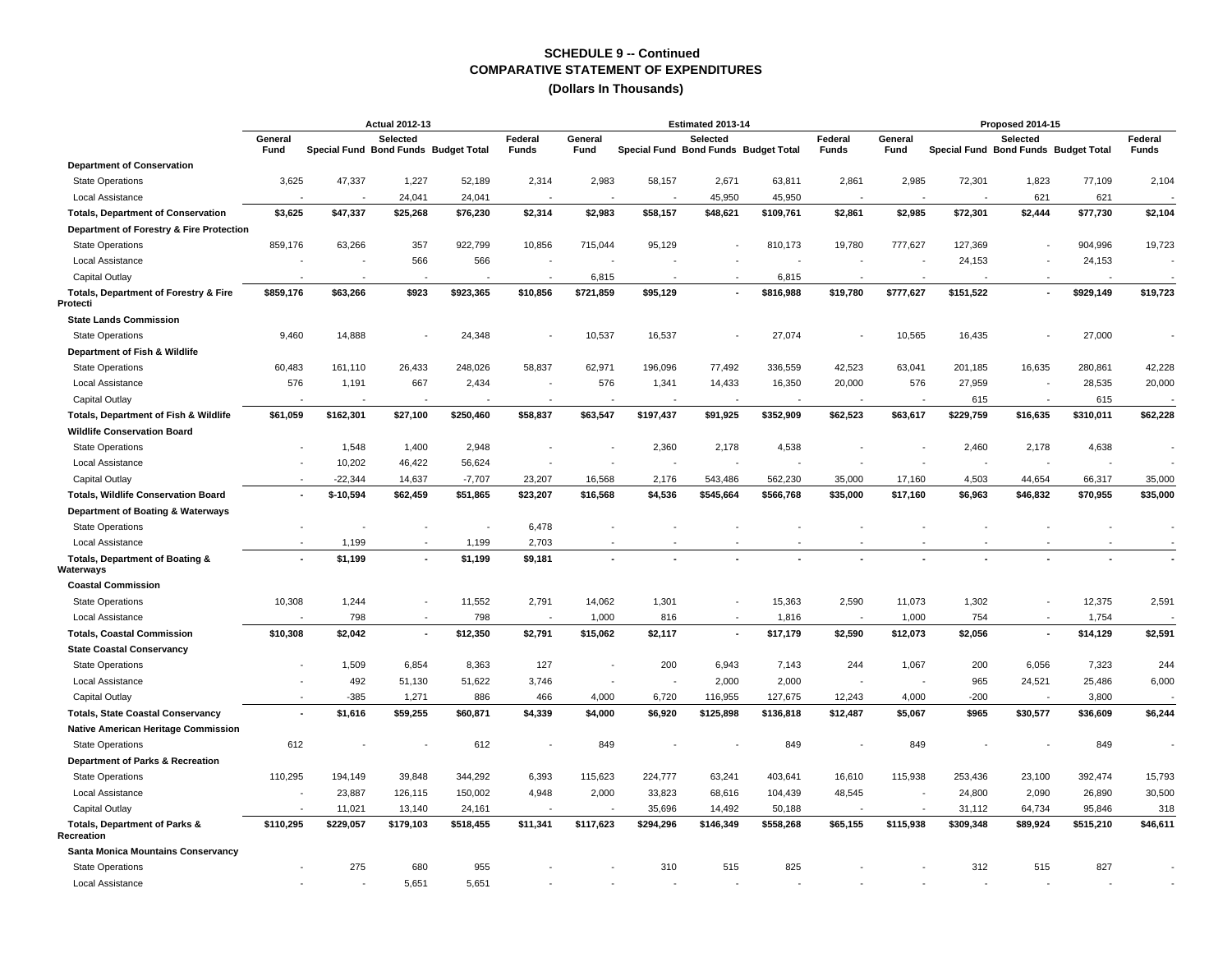# SCHEDULE 9 -- Continued
## COMPARATIVE STATEMENT OF EXPENDITURES
### (Dollars In Thousands)

| | Actual 2012-13 | | | | | Estimated 2013-14 | | | | | Proposed 2014-15 | | | | |
|---|---|---|---|---|---|---|---|---|---|---|---|---|---|---|---|
| | General Fund | Special Fund | Selected Bond Funds | Budget Total | Federal Funds | General Fund | Special Fund | Selected Bond Funds | Budget Total | Federal Funds | General Fund | Special Fund | Selected Bond Funds | Budget Total | Federal Funds |
| **Department of Conservation** | | | | | | | | | | | | | | | |
| State Operations | 3,625 | 47,337 | 1,227 | 52,189 | 2,314 | 2,983 | 58,157 | 2,671 | 63,811 | 2,861 | 2,985 | 72,301 | 1,823 | 77,109 | 2,104 |
| Local Assistance | - | - | 24,041 | 24,041 | - | - | - | 45,950 | 45,950 | - | - | - | 621 | 621 | - |
| **Totals, Department of Conservation** | **$3,625** | **$47,337** | **$25,268** | **$76,230** | **$2,314** | **$2,983** | **$58,157** | **$48,621** | **$109,761** | **$2,861** | **$2,985** | **$72,301** | **$2,444** | **$77,730** | **$2,104** |
| **Department of Forestry & Fire Protection** | | | | | | | | | | | | | | | |
| State Operations | 859,176 | 63,266 | 357 | 922,799 | 10,856 | 715,044 | 95,129 | - | 810,173 | 19,780 | 777,627 | 127,369 | - | 904,996 | 19,723 |
| Local Assistance | - | - | 566 | 566 | - | - | - | - | - | - | - | 24,153 | - | 24,153 | - |
| Capital Outlay | - | - | - | - | - | 6,815 | - | - | 6,815 | - | - | - | - | - | - |
| **Totals, Department of Forestry & Fire Protecti** | **$859,176** | **$63,266** | **$923** | **$923,365** | **$10,856** | **$721,859** | **$95,129** | **-** | **$816,988** | **$19,780** | **$777,627** | **$151,522** | **-** | **$929,149** | **$19,723** |
| **State Lands Commission** | | | | | | | | | | | | | | | |
| State Operations | 9,460 | 14,888 | - | 24,348 | - | 10,537 | 16,537 | - | 27,074 | - | 10,565 | 16,435 | - | 27,000 | - |
| **Department of Fish & Wildlife** | | | | | | | | | | | | | | | |
| State Operations | 60,483 | 161,110 | 26,433 | 248,026 | 58,837 | 62,971 | 196,096 | 77,492 | 336,559 | 42,523 | 63,041 | 201,185 | 16,635 | 280,861 | 42,228 |
| Local Assistance | 576 | 1,191 | 667 | 2,434 | - | 576 | 1,341 | 14,433 | 16,350 | 20,000 | 576 | 27,959 | - | 28,535 | 20,000 |
| Capital Outlay | - | - | - | - | - | - | - | - | - | - | - | 615 | - | 615 | - |
| **Totals, Department of Fish & Wildlife** | **$61,059** | **$162,301** | **$27,100** | **$250,460** | **$58,837** | **$63,547** | **$197,437** | **$91,925** | **$352,909** | **$62,523** | **$63,617** | **$229,759** | **$16,635** | **$310,011** | **$62,228** |
| **Wildlife Conservation Board** | | | | | | | | | | | | | | | |
| State Operations | - | 1,548 | 1,400 | 2,948 | - | - | 2,360 | 2,178 | 4,538 | - | - | 2,460 | 2,178 | 4,638 | - |
| Local Assistance | - | 10,202 | 46,422 | 56,624 | - | - | - | - | - | - | - | - | - | - | - |
| Capital Outlay | - | -22,344 | 14,637 | -7,707 | 23,207 | 16,568 | 2,176 | 543,486 | 562,230 | 35,000 | 17,160 | 4,503 | 44,654 | 66,317 | 35,000 |
| **Totals, Wildlife Conservation Board** | **-** | **$-10,594** | **$62,459** | **$51,865** | **$23,207** | **$16,568** | **$4,536** | **$545,664** | **$566,768** | **$35,000** | **$17,160** | **$6,963** | **$46,832** | **$70,955** | **$35,000** |
| **Department of Boating & Waterways** | | | | | | | | | | | | | | | |
| State Operations | - | - | - | - | 6,478 | - | - | - | - | - | - | - | - | - | - |
| Local Assistance | - | 1,199 | - | 1,199 | 2,703 | - | - | - | - | - | - | - | - | - | - |
| **Totals, Department of Boating & Waterways** | **-** | **$1,199** | **-** | **$1,199** | **$9,181** | **-** | **-** | **-** | **-** | **-** | **-** | **-** | **-** | **-** | **-** |
| **Coastal Commission** | | | | | | | | | | | | | | | |
| State Operations | 10,308 | 1,244 | - | 11,552 | 2,791 | 14,062 | 1,301 | - | 15,363 | 2,590 | 11,073 | 1,302 | - | 12,375 | 2,591 |
| Local Assistance | - | 798 | - | 798 | - | 1,000 | 816 | - | 1,816 | - | 1,000 | 754 | - | 1,754 | - |
| **Totals, Coastal Commission** | **$10,308** | **$2,042** | **-** | **$12,350** | **$2,791** | **$15,062** | **$2,117** | **-** | **$17,179** | **$2,590** | **$12,073** | **$2,056** | **-** | **$14,129** | **$2,591** |
| **State Coastal Conservancy** | | | | | | | | | | | | | | | |
| State Operations | - | 1,509 | 6,854 | 8,363 | 127 | - | 200 | 6,943 | 7,143 | 244 | 1,067 | 200 | 6,056 | 7,323 | 244 |
| Local Assistance | - | 492 | 51,130 | 51,622 | 3,746 | - | - | 2,000 | 2,000 | - | - | 965 | 24,521 | 25,486 | 6,000 |
| Capital Outlay | - | -385 | 1,271 | 886 | 466 | 4,000 | 6,720 | 116,955 | 127,675 | 12,243 | 4,000 | -200 | - | 3,800 | - |
| **Totals, State Coastal Conservancy** | **-** | **$1,616** | **$59,255** | **$60,871** | **$4,339** | **$4,000** | **$6,920** | **$125,898** | **$136,818** | **$12,487** | **$5,067** | **$965** | **$30,577** | **$36,609** | **$6,244** |
| **Native American Heritage Commission** | | | | | | | | | | | | | | | |
| State Operations | 612 | - | - | 612 | - | 849 | - | - | 849 | - | 849 | - | - | 849 | - |
| **Department of Parks & Recreation** | | | | | | | | | | | | | | | |
| State Operations | 110,295 | 194,149 | 39,848 | 344,292 | 6,393 | 115,623 | 224,777 | 63,241 | 403,641 | 16,610 | 115,938 | 253,436 | 23,100 | 392,474 | 15,793 |
| Local Assistance | - | 23,887 | 126,115 | 150,002 | 4,948 | 2,000 | 33,823 | 68,616 | 104,439 | 48,545 | - | 24,800 | 2,090 | 26,890 | 30,500 |
| Capital Outlay | - | 11,021 | 13,140 | 24,161 | - | - | 35,696 | 14,492 | 50,188 | - | - | 31,112 | 64,734 | 95,846 | 318 |
| **Totals, Department of Parks & Recreation** | **$110,295** | **$229,057** | **$179,103** | **$518,455** | **$11,341** | **$117,623** | **$294,296** | **$146,349** | **$558,268** | **$65,155** | **$115,938** | **$309,348** | **$89,924** | **$515,210** | **$46,611** |
| **Santa Monica Mountains Conservancy** | | | | | | | | | | | | | | | |
| State Operations | - | 275 | 680 | 955 | - | - | 310 | 515 | 825 | - | - | 312 | 515 | 827 | - |
| Local Assistance | - | - | 5,651 | 5,651 | - | - | - | - | - | - | - | - | - | - | - |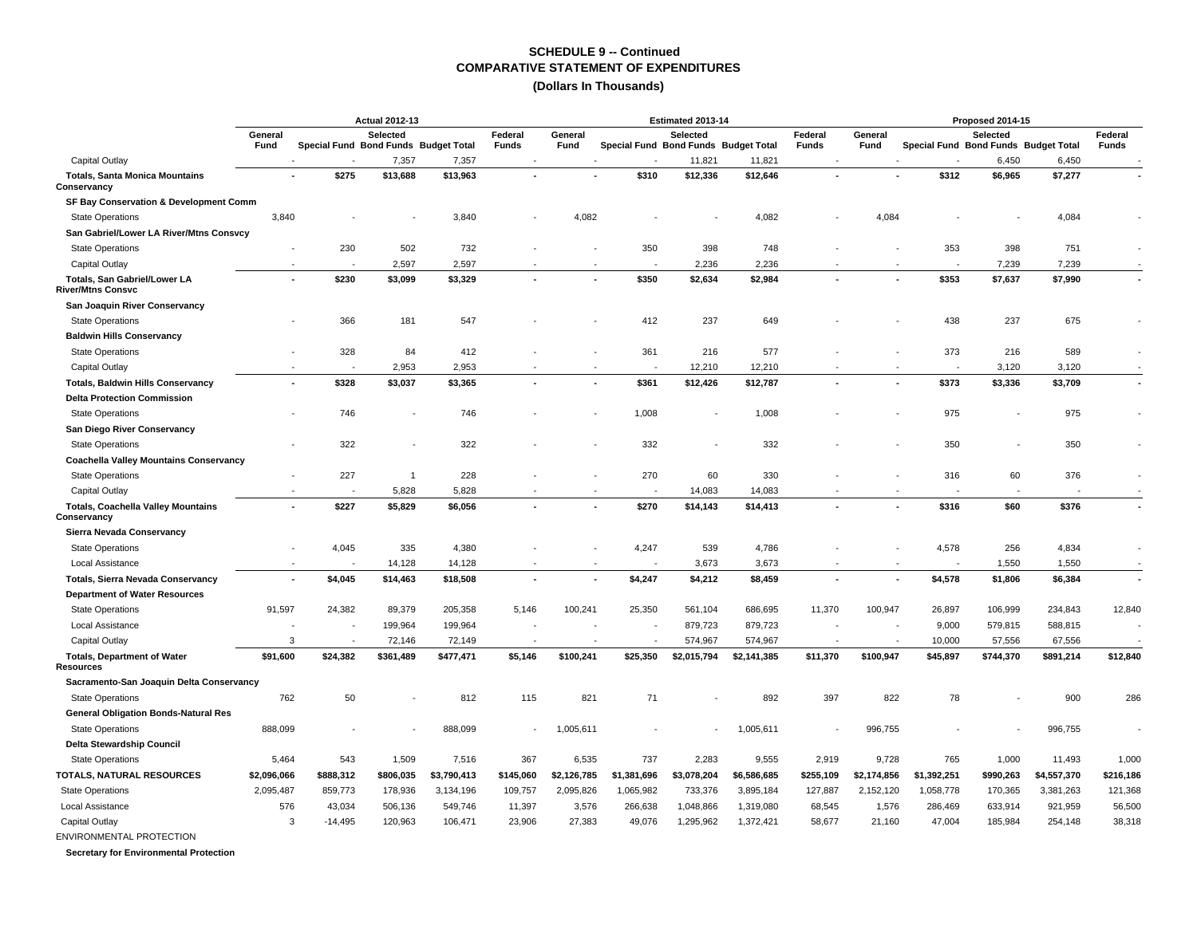## SCHEDULE 9 -- Continued
## COMPARATIVE STATEMENT OF EXPENDITURES
### (Dollars In Thousands)

| | Actual 2012-13 | | | | | Estimated 2013-14 | | | | | Proposed 2014-15 | | | | |
|---|---|---|---|---|---|---|---|---|---|---|---|---|---|---|---|
| | General Fund | Special Fund | Selected Bond Funds | Budget Total | Federal Funds | General Fund | Special Fund | Selected Bond Funds | Budget Total | Federal Funds | General Fund | Special Fund | Selected Bond Funds | Budget Total | Federal Funds |
| Capital Outlay | - | - | 7,357 | 7,357 | - | - | - | 11,821 | 11,821 | - | - | - | 6,450 | 6,450 | - |
| **Totals, Santa Monica Mountains Conservancy** | **-** | **$275** | **$13,688** | **$13,963** | **-** | **-** | **$310** | **$12,336** | **$12,646** | **-** | **-** | **$312** | **$6,965** | **$7,277** | **-** |
| **SF Bay Conservation & Development Comm** | | | | | | | | | | | | | | | |
| State Operations | 3,840 | - | - | 3,840 | - | 4,082 | - | - | 4,082 | - | 4,084 | - | - | 4,084 | - |
| **San Gabriel/Lower LA River/Mtns Consvcy** | | | | | | | | | | | | | | | |
| State Operations | - | 230 | 502 | 732 | - | - | 350 | 398 | 748 | - | - | 353 | 398 | 751 | - |
| Capital Outlay | - | - | 2,597 | 2,597 | - | - | - | 2,236 | 2,236 | - | - | - | 7,239 | 7,239 | - |
| **Totals, San Gabriel/Lower LA River/Mtns Consvc** | **-** | **$230** | **$3,099** | **$3,329** | **-** | **-** | **$350** | **$2,634** | **$2,984** | **-** | **-** | **$353** | **$7,637** | **$7,990** | **-** |
| **San Joaquin River Conservancy** | | | | | | | | | | | | | | | |
| State Operations | - | 366 | 181 | 547 | - | - | 412 | 237 | 649 | - | - | 438 | 237 | 675 | - |
| **Baldwin Hills Conservancy** | | | | | | | | | | | | | | | |
| State Operations | - | 328 | 84 | 412 | - | - | 361 | 216 | 577 | - | - | 373 | 216 | 589 | - |
| Capital Outlay | - | - | 2,953 | 2,953 | - | - | - | 12,210 | 12,210 | - | - | - | 3,120 | 3,120 | - |
| **Totals, Baldwin Hills Conservancy** | **-** | **$328** | **$3,037** | **$3,365** | **-** | **-** | **$361** | **$12,426** | **$12,787** | **-** | **-** | **$373** | **$3,336** | **$3,709** | **-** |
| **Delta Protection Commission** | | | | | | | | | | | | | | | |
| State Operations | - | 746 | - | 746 | - | - | 1,008 | - | 1,008 | - | - | 975 | - | 975 | - |
| **San Diego River Conservancy** | | | | | | | | | | | | | | | |
| State Operations | - | 322 | - | 322 | - | - | 332 | - | 332 | - | - | 350 | - | 350 | - |
| **Coachella Valley Mountains Conservancy** | | | | | | | | | | | | | | | |
| State Operations | - | 227 | 1 | 228 | - | - | 270 | 60 | 330 | - | - | 316 | 60 | 376 | - |
| Capital Outlay | - | - | 5,828 | 5,828 | - | - | - | 14,083 | 14,083 | - | - | - | - | - | - |
| **Totals, Coachella Valley Mountains Conservancy** | **-** | **$227** | **$5,829** | **$6,056** | **-** | **-** | **$270** | **$14,143** | **$14,413** | **-** | **-** | **$316** | **$60** | **$376** | **-** |
| **Sierra Nevada Conservancy** | | | | | | | | | | | | | | | |
| State Operations | - | 4,045 | 335 | 4,380 | - | - | 4,247 | 539 | 4,786 | - | - | 4,578 | 256 | 4,834 | - |
| Local Assistance | - | - | 14,128 | 14,128 | - | - | - | 3,673 | 3,673 | - | - | - | 1,550 | 1,550 | - |
| **Totals, Sierra Nevada Conservancy** | **-** | **$4,045** | **$14,463** | **$18,508** | **-** | **-** | **$4,247** | **$4,212** | **$8,459** | **-** | **-** | **$4,578** | **$1,806** | **$6,384** | **-** |
| **Department of Water Resources** | | | | | | | | | | | | | | | |
| State Operations | 91,597 | 24,382 | 89,379 | 205,358 | 5,146 | 100,241 | 25,350 | 561,104 | 686,695 | 11,370 | 100,947 | 26,897 | 106,999 | 234,843 | 12,840 |
| Local Assistance | - | - | 199,964 | 199,964 | - | - | - | 879,723 | 879,723 | - | - | 9,000 | 579,815 | 588,815 | - |
| Capital Outlay | 3 | - | 72,146 | 72,149 | - | - | - | 574,967 | 574,967 | - | - | 10,000 | 57,556 | 67,556 | - |
| **Totals, Department of Water Resources** | **$91,600** | **$24,382** | **$361,489** | **$477,471** | **$5,146** | **$100,241** | **$25,350** | **$2,015,794** | **$2,141,385** | **$11,370** | **$100,947** | **$45,897** | **$744,370** | **$891,214** | **$12,840** |
| **Sacramento-San Joaquin Delta Conservancy** | | | | | | | | | | | | | | | |
| State Operations | 762 | 50 | - | 812 | 115 | 821 | 71 | - | 892 | 397 | 822 | 78 | - | 900 | 286 |
| **General Obligation Bonds-Natural Res** | | | | | | | | | | | | | | | |
| State Operations | 888,099 | - | - | 888,099 | - | 1,005,611 | - | - | 1,005,611 | - | 996,755 | - | - | 996,755 | - |
| **Delta Stewardship Council** | | | | | | | | | | | | | | | |
| State Operations | 5,464 | 543 | 1,509 | 7,516 | 367 | 6,535 | 737 | 2,283 | 9,555 | 2,919 | 9,728 | 765 | 1,000 | 11,493 | 1,000 |
| **TOTALS, NATURAL RESOURCES** | **$2,096,066** | **$888,312** | **$806,035** | **$3,790,413** | **$145,060** | **$2,126,785** | **$1,381,696** | **$3,078,204** | **$6,586,685** | **$255,109** | **$2,174,856** | **$1,392,251** | **$990,263** | **$4,557,370** | **$216,186** |
| State Operations | 2,095,487 | 859,773 | 178,936 | 3,134,196 | 109,757 | 2,095,826 | 1,065,982 | 733,376 | 3,895,184 | 127,887 | 2,152,120 | 1,058,778 | 170,365 | 3,381,263 | 121,368 |
| Local Assistance | 576 | 43,034 | 506,136 | 549,746 | 11,397 | 3,576 | 266,638 | 1,048,866 | 1,319,080 | 68,545 | 1,576 | 286,469 | 633,914 | 921,959 | 56,500 |
| Capital Outlay | 3 | -14,495 | 120,963 | 106,471 | 23,906 | 27,383 | 49,076 | 1,295,962 | 1,372,421 | 58,677 | 21,160 | 47,004 | 185,984 | 254,148 | 38,318 |
| ENVIRONMENTAL PROTECTION | | | | | | | | | | | | | | | |
| **Secretary for Environmental Protection** | | | | | | | | | | | | | | | |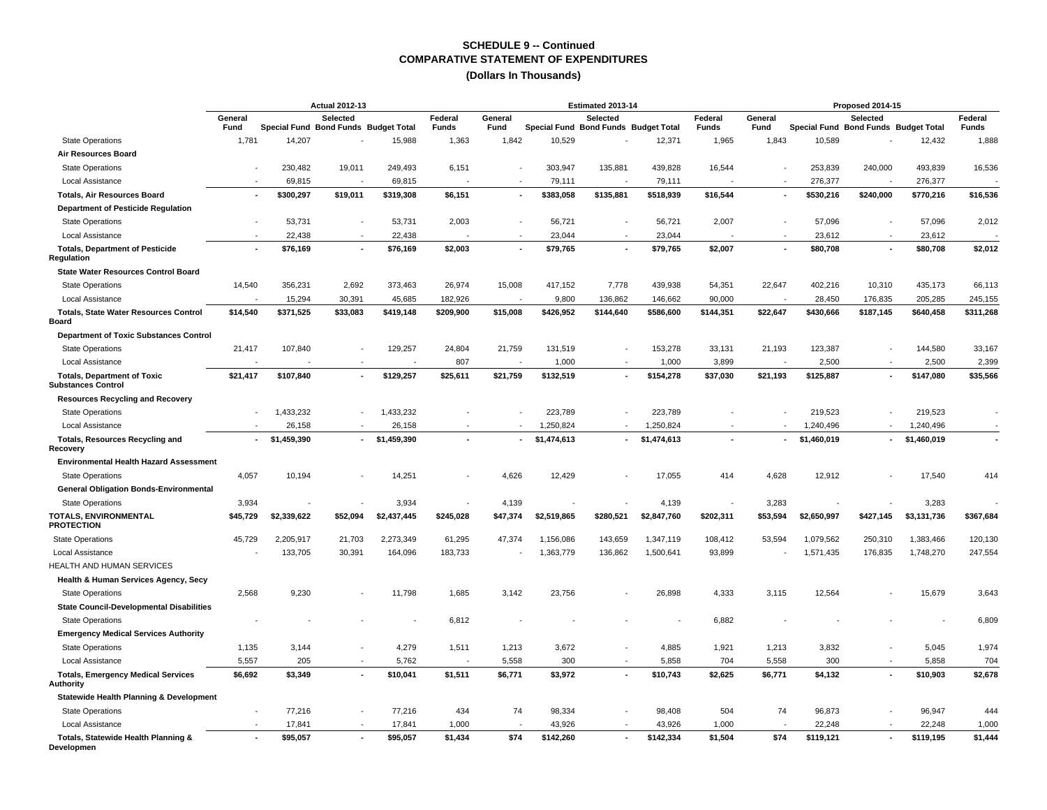## SCHEDULE 9 -- Continued
## COMPARATIVE STATEMENT OF EXPENDITURES
### (Dollars In Thousands)

| | Actual 2012-13 | | | | | Estimated 2013-14 | | | | | Proposed 2014-15 | | | | |
|---|---|---|---|---|---|---|---|---|---|---|---|---|---|---|---|
| | General Fund | Special Fund | Selected Bond Funds | Budget Total | Federal Funds | General Fund | Special Fund | Selected Bond Funds | Budget Total | Federal Funds | General Fund | Special Fund | Selected Bond Funds | Budget Total | Federal Funds |
| State Operations | 1,781 | 14,207 | - | 15,988 | 1,363 | 1,842 | 10,529 | - | 12,371 | 1,965 | 1,843 | 10,589 | - | 12,432 | 1,888 |
| **Air Resources Board** | | | | | | | | | | | | | | | |
| State Operations | - | 230,482 | 19,011 | 249,493 | 6,151 | - | 303,947 | 135,881 | 439,828 | 16,544 | - | 253,839 | 240,000 | 493,839 | 16,536 |
| Local Assistance | - | 69,815 | - | 69,815 | - | - | 79,111 | - | 79,111 | - | - | 276,377 | - | 276,377 | - |
| **Totals, Air Resources Board** | **-** | **$300,297** | **$19,011** | **$319,308** | **$6,151** | **-** | **$383,058** | **$135,881** | **$518,939** | **$16,544** | **-** | **$530,216** | **$240,000** | **$770,216** | **$16,536** |
| **Department of Pesticide Regulation** | | | | | | | | | | | | | | | |
| State Operations | - | 53,731 | - | 53,731 | 2,003 | - | 56,721 | - | 56,721 | 2,007 | - | 57,096 | - | 57,096 | 2,012 |
| Local Assistance | - | 22,438 | - | 22,438 | - | - | 23,044 | - | 23,044 | - | - | 23,612 | - | 23,612 | - |
| **Totals, Department of Pesticide Regulation** | **-** | **$76,169** | **-** | **$76,169** | **$2,003** | **-** | **$79,765** | **-** | **$79,765** | **$2,007** | **-** | **$80,708** | **-** | **$80,708** | **$2,012** |
| **State Water Resources Control Board** | | | | | | | | | | | | | | | |
| State Operations | 14,540 | 356,231 | 2,692 | 373,463 | 26,974 | 15,008 | 417,152 | 7,778 | 439,938 | 54,351 | 22,647 | 402,216 | 10,310 | 435,173 | 66,113 |
| Local Assistance | - | 15,294 | 30,391 | 45,685 | 182,926 | - | 9,800 | 136,862 | 146,662 | 90,000 | - | 28,450 | 176,835 | 205,285 | 245,155 |
| **Totals, State Water Resources Control Board** | **$14,540** | **$371,525** | **$33,083** | **$419,148** | **$209,900** | **$15,008** | **$426,952** | **$144,640** | **$586,600** | **$144,351** | **$22,647** | **$430,666** | **$187,145** | **$640,458** | **$311,268** |
| **Department of Toxic Substances Control** | | | | | | | | | | | | | | | |
| State Operations | 21,417 | 107,840 | - | 129,257 | 24,804 | 21,759 | 131,519 | - | 153,278 | 33,131 | 21,193 | 123,387 | - | 144,580 | 33,167 |
| Local Assistance | - | - | - | - | 807 | - | 1,000 | - | 1,000 | 3,899 | - | 2,500 | - | 2,500 | 2,399 |
| **Totals, Department of Toxic Substances Control** | **$21,417** | **$107,840** | **-** | **$129,257** | **$25,611** | **$21,759** | **$132,519** | **-** | **$154,278** | **$37,030** | **$21,193** | **$125,887** | **-** | **$147,080** | **$35,566** |
| **Resources Recycling and Recovery** | | | | | | | | | | | | | | | |
| State Operations | - | 1,433,232 | - | 1,433,232 | - | - | 223,789 | - | 223,789 | - | - | 219,523 | - | 219,523 | - |
| Local Assistance | - | 26,158 | - | 26,158 | - | - | 1,250,824 | - | 1,250,824 | - | - | 1,240,496 | - | 1,240,496 | - |
| **Totals, Resources Recycling and Recovery** | **-** | **$1,459,390** | **-** | **$1,459,390** | **-** | **-** | **$1,474,613** | **-** | **$1,474,613** | **-** | **-** | **$1,460,019** | **-** | **$1,460,019** | **-** |
| **Environmental Health Hazard Assessment** | | | | | | | | | | | | | | | |
| State Operations | 4,057 | 10,194 | - | 14,251 | - | 4,626 | 12,429 | - | 17,055 | 414 | 4,628 | 12,912 | - | 17,540 | 414 |
| **General Obligation Bonds-Environmental** | | | | | | | | | | | | | | | |
| State Operations | 3,934 | - | - | 3,934 | - | 4,139 | - | - | 4,139 | - | 3,283 | - | - | 3,283 | - |
| **TOTALS, ENVIRONMENTAL PROTECTION** | **$45,729** | **$2,339,622** | **$52,094** | **$2,437,445** | **$245,028** | **$47,374** | **$2,519,865** | **$280,521** | **$2,847,760** | **$202,311** | **$53,594** | **$2,650,997** | **$427,145** | **$3,131,736** | **$367,684** |
| State Operations | 45,729 | 2,205,917 | 21,703 | 2,273,349 | 61,295 | 47,374 | 1,156,086 | 143,659 | 1,347,119 | 108,412 | 53,594 | 1,079,562 | 250,310 | 1,383,466 | 120,130 |
| Local Assistance | - | 133,705 | 30,391 | 164,096 | 183,733 | - | 1,363,779 | 136,862 | 1,500,641 | 93,899 | - | 1,571,435 | 176,835 | 1,748,270 | 247,554 |
| HEALTH AND HUMAN SERVICES | | | | | | | | | | | | | | | |
| **Health & Human Services Agency, Secy** | | | | | | | | | | | | | | | |
| State Operations | 2,568 | 9,230 | - | 11,798 | 1,685 | 3,142 | 23,756 | - | 26,898 | 4,333 | 3,115 | 12,564 | - | 15,679 | 3,643 |
| **State Council-Developmental Disabilities** | | | | | | | | | | | | | | | |
| State Operations | - | - | - | - | 6,812 | - | - | - | - | 6,882 | - | - | - | - | 6,809 |
| **Emergency Medical Services Authority** | | | | | | | | | | | | | | | |
| State Operations | 1,135 | 3,144 | - | 4,279 | 1,511 | 1,213 | 3,672 | - | 4,885 | 1,921 | 1,213 | 3,832 | - | 5,045 | 1,974 |
| Local Assistance | 5,557 | 205 | - | 5,762 | - | 5,558 | 300 | - | 5,858 | 704 | 5,558 | 300 | - | 5,858 | 704 |
| **Totals, Emergency Medical Services Authority** | **$6,692** | **$3,349** | **-** | **$10,041** | **$1,511** | **$6,771** | **$3,972** | **-** | **$10,743** | **$2,625** | **$6,771** | **$4,132** | **-** | **$10,903** | **$2,678** |
| **Statewide Health Planning & Development** | | | | | | | | | | | | | | | |
| State Operations | - | 77,216 | - | 77,216 | 434 | 74 | 98,334 | - | 98,408 | 504 | 74 | 96,873 | - | 96,947 | 444 |
| Local Assistance | - | 17,841 | - | 17,841 | 1,000 | - | 43,926 | - | 43,926 | 1,000 | - | 22,248 | - | 22,248 | 1,000 |
| **Totals, Statewide Health Planning & Developmen** | **-** | **$95,057** | **-** | **$95,057** | **$1,434** | **$74** | **$142,260** | **-** | **$142,334** | **$1,504** | **$74** | **$119,121** | **-** | **$119,195** | **$1,444** |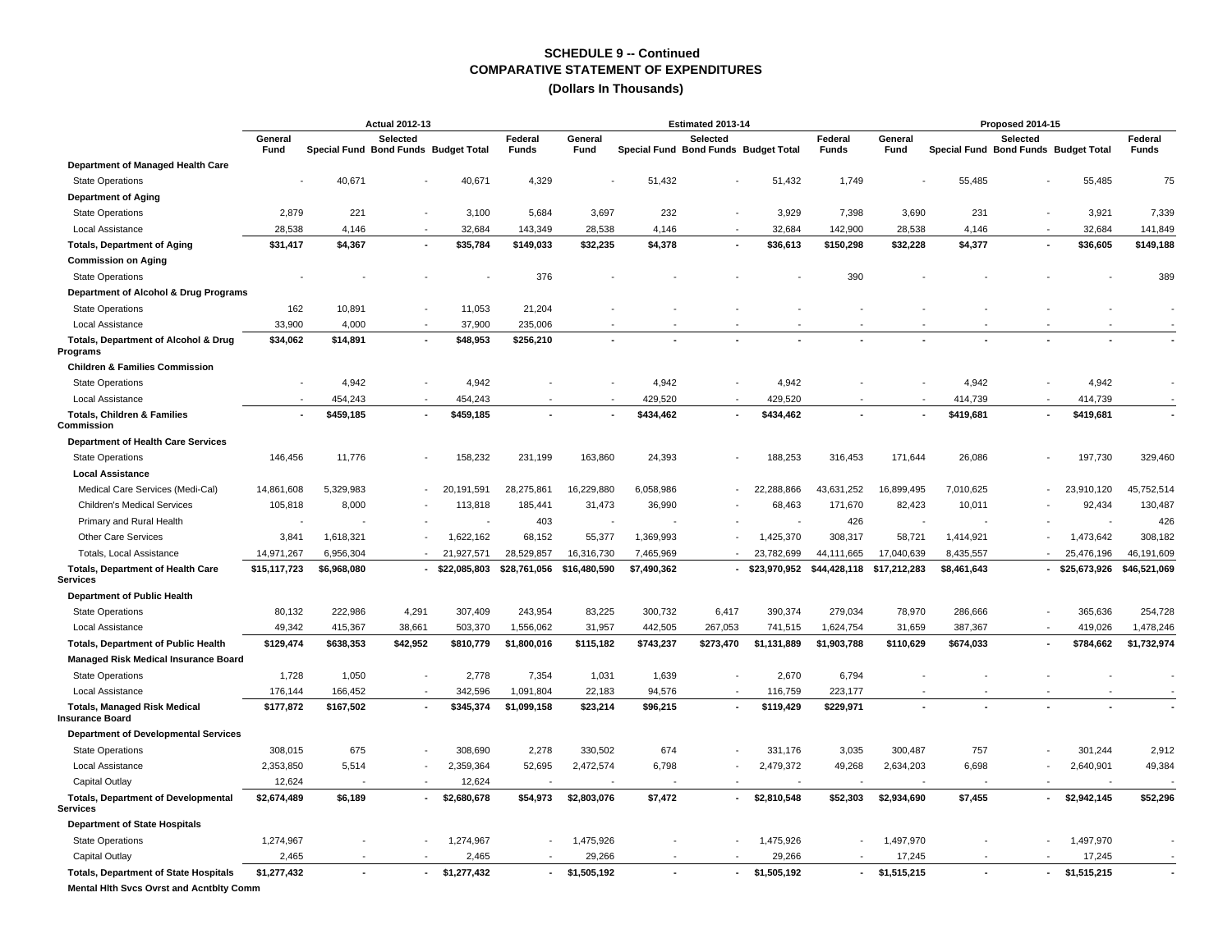## SCHEDULE 9 -- Continued
## COMPARATIVE STATEMENT OF EXPENDITURES
### (Dollars In Thousands)

| | Actual 2012-13 | | | | | Estimated 2013-14 | | | | | Proposed 2014-15 | | | | |
|---|---|---|---|---|---|---|---|---|---|---|---|---|---|---|---|
| | General Fund | Selected Special Fund | Selected Bond Funds | Budget Total | Federal Funds | General Fund | Selected Special Fund | Selected Bond Funds | Budget Total | Federal Funds | General Fund | Selected Special Fund | Selected Bond Funds | Budget Total | Federal Funds |
| **Department of Managed Health Care** | | | | | | | | | | | | | | | |
| State Operations | - | 40,671 | - | 40,671 | 4,329 | - | 51,432 | - | 51,432 | 1,749 | - | 55,485 | - | 55,485 | 75 |
| **Department of Aging** | | | | | | | | | | | | | | | |
| State Operations | 2,879 | 221 | - | 3,100 | 5,684 | 3,697 | 232 | - | 3,929 | 7,398 | 3,690 | 231 | - | 3,921 | 7,339 |
| Local Assistance | 28,538 | 4,146 | - | 32,684 | 143,349 | 28,538 | 4,146 | - | 32,684 | 142,900 | 28,538 | 4,146 | - | 32,684 | 141,849 |
| **Totals, Department of Aging** | **$31,417** | **$4,367** | **-** | **$35,784** | **$149,033** | **$32,235** | **$4,378** | **-** | **$36,613** | **$150,298** | **$32,228** | **$4,377** | **-** | **$36,605** | **$149,188** |
| **Commission on Aging** | | | | | | | | | | | | | | | |
| State Operations | - | - | - | - | 376 | - | - | - | - | 390 | - | - | - | - | 389 |
| **Department of Alcohol & Drug Programs** | | | | | | | | | | | | | | | |
| State Operations | 162 | 10,891 | - | 11,053 | 21,204 | - | - | - | - | - | - | - | - | - | - |
| Local Assistance | 33,900 | 4,000 | - | 37,900 | 235,006 | - | - | - | - | - | - | - | - | - | - |
| **Totals, Department of Alcohol & Drug Programs** | **$34,062** | **$14,891** | **-** | **$48,953** | **$256,210** | **-** | **-** | **-** | **-** | **-** | **-** | **-** | **-** | **-** | **-** |
| **Children & Families Commission** | | | | | | | | | | | | | | | |
| State Operations | - | 4,942 | - | 4,942 | - | - | 4,942 | - | 4,942 | - | - | 4,942 | - | 4,942 | - |
| Local Assistance | - | 454,243 | - | 454,243 | - | - | 429,520 | - | 429,520 | - | - | 414,739 | - | 414,739 | - |
| **Totals, Children & Families Commission** | **-** | **$459,185** | **-** | **$459,185** | **-** | **-** | **$434,462** | **-** | **$434,462** | **-** | **-** | **$419,681** | **-** | **$419,681** | **-** |
| **Department of Health Care Services** | | | | | | | | | | | | | | | |
| State Operations | 146,456 | 11,776 | - | 158,232 | 231,199 | 163,860 | 24,393 | - | 188,253 | 316,453 | 171,644 | 26,086 | - | 197,730 | 329,460 |
| **Local Assistance** | | | | | | | | | | | | | | | |
| Medical Care Services (Medi-Cal) | 14,861,608 | 5,329,983 | - | 20,191,591 | 28,275,861 | 16,229,880 | 6,058,986 | - | 22,288,866 | 43,631,252 | 16,899,495 | 7,010,625 | - | 23,910,120 | 45,752,514 |
| Children's Medical Services | 105,818 | 8,000 | - | 113,818 | 185,441 | 31,473 | 36,990 | - | 68,463 | 171,670 | 82,423 | 10,011 | - | 92,434 | 130,487 |
| Primary and Rural Health | - | - | - | - | 403 | - | - | - | - | 426 | - | - | - | - | 426 |
| Other Care Services | 3,841 | 1,618,321 | - | 1,622,162 | 68,152 | 55,377 | 1,369,993 | - | 1,425,370 | 308,317 | 58,721 | 1,414,921 | - | 1,473,642 | 308,182 |
| Totals, Local Assistance | 14,971,267 | 6,956,304 | - | 21,927,571 | 28,529,857 | 16,316,730 | 7,465,969 | - | 23,782,699 | 44,111,665 | 17,040,639 | 8,435,557 | - | 25,476,196 | 46,191,609 |
| **Totals, Department of Health Care Services** | **$15,117,723** | **$6,968,080** | **-** | **$22,085,803** | **$28,761,056** | **$16,480,590** | **$7,490,362** | **-** | **$23,970,952** | **$44,428,118** | **$17,212,283** | **$8,461,643** | **-** | **$25,673,926** | **$46,521,069** |
| **Department of Public Health** | | | | | | | | | | | | | | | |
| State Operations | 80,132 | 222,986 | 4,291 | 307,409 | 243,954 | 83,225 | 300,732 | 6,417 | 390,374 | 279,034 | 78,970 | 286,666 | - | 365,636 | 254,728 |
| Local Assistance | 49,342 | 415,367 | 38,661 | 503,370 | 1,556,062 | 31,957 | 442,505 | 267,053 | 741,515 | 1,624,754 | 31,659 | 387,367 | - | 419,026 | 1,478,246 |
| **Totals, Department of Public Health** | **$129,474** | **$638,353** | **$42,952** | **$810,779** | **$1,800,016** | **$115,182** | **$743,237** | **$273,470** | **$1,131,889** | **$1,903,788** | **$110,629** | **$674,033** | **-** | **$784,662** | **$1,732,974** |
| **Managed Risk Medical Insurance Board** | | | | | | | | | | | | | | | |
| State Operations | 1,728 | 1,050 | - | 2,778 | 7,354 | 1,031 | 1,639 | - | 2,670 | 6,794 | - | - | - | - | - |
| Local Assistance | 176,144 | 166,452 | - | 342,596 | 1,091,804 | 22,183 | 94,576 | - | 116,759 | 223,177 | - | - | - | - | - |
| **Totals, Managed Risk Medical Insurance Board** | **$177,872** | **$167,502** | **-** | **$345,374** | **$1,099,158** | **$23,214** | **$96,215** | **-** | **$119,429** | **$229,971** | **-** | **-** | **-** | **-** | **-** |
| **Department of Developmental Services** | | | | | | | | | | | | | | | |
| State Operations | 308,015 | 675 | - | 308,690 | 2,278 | 330,502 | 674 | - | 331,176 | 3,035 | 300,487 | 757 | - | 301,244 | 2,912 |
| Local Assistance | 2,353,850 | 5,514 | - | 2,359,364 | 52,695 | 2,472,574 | 6,798 | - | 2,479,372 | 49,268 | 2,634,203 | 6,698 | - | 2,640,901 | 49,384 |
| Capital Outlay | 12,624 | - | - | 12,624 | - | - | - | - | - | - | - | - | - | - | - |
| **Totals, Department of Developmental Services** | **$2,674,489** | **$6,189** | **-** | **$2,680,678** | **$54,973** | **$2,803,076** | **$7,472** | **-** | **$2,810,548** | **$52,303** | **$2,934,690** | **$7,455** | **-** | **$2,942,145** | **$52,296** |
| **Department of State Hospitals** | | | | | | | | | | | | | | | |
| State Operations | 1,274,967 | - | - | 1,274,967 | - | 1,475,926 | - | - | 1,475,926 | - | 1,497,970 | - | - | 1,497,970 | - |
| Capital Outlay | 2,465 | - | - | 2,465 | - | 29,266 | - | - | 29,266 | - | 17,245 | - | - | 17,245 | - |
| **Totals, Department of State Hospitals** | **$1,277,432** | **-** | **-** | **$1,277,432** | **-** | **$1,505,192** | **-** | **-** | **$1,505,192** | **-** | **$1,515,215** | **-** | **-** | **$1,515,215** | **-** |
| **Mental Hlth Svcs Ovrst and Acntblty Comm** | | | | | | | | | | | | | | | |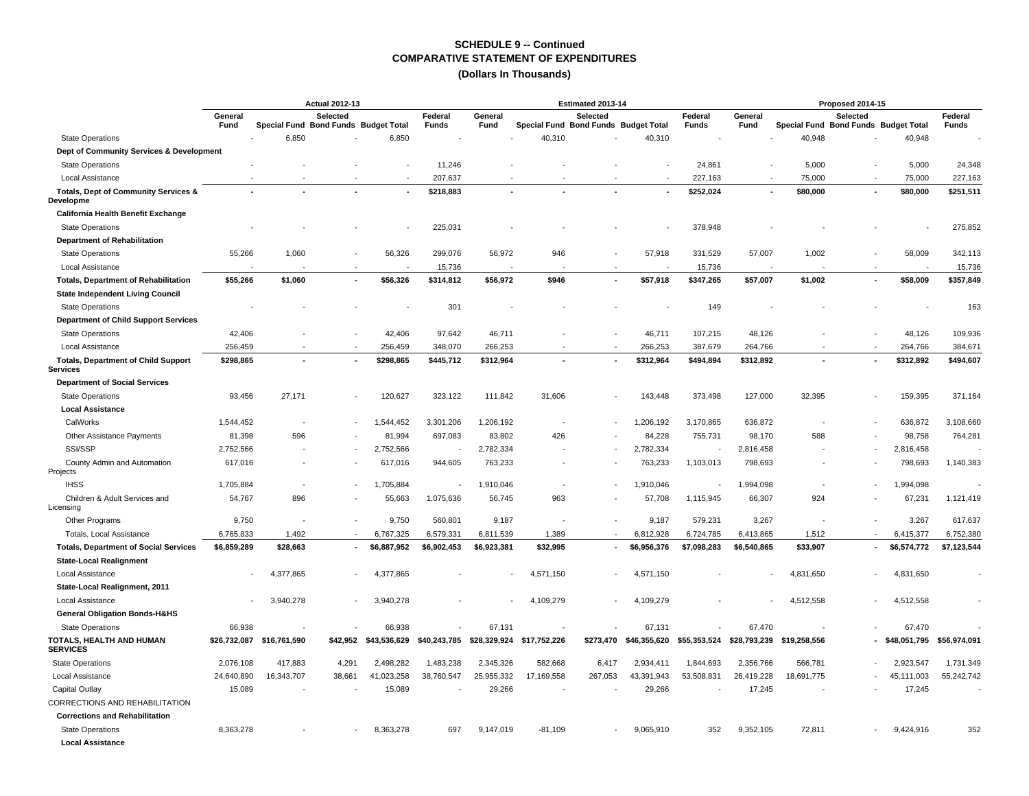# SCHEDULE 9 -- Continued
## COMPARATIVE STATEMENT OF EXPENDITURES
### (Dollars In Thousands)

| | Actual 2012-13 | | | | | Estimated 2013-14 | | | | | Proposed 2014-15 | | | | |
|---|---|---|---|---|---|---|---|---|---|---|---|---|---|---|---|
| | General Fund | Special Fund | Selected Bond Funds | Budget Total | Federal Funds | General Fund | Special Fund | Selected Bond Funds | Budget Total | Federal Funds | General Fund | Special Fund | Selected Bond Funds | Budget Total | Federal Funds |
| State Operations | - | 6,850 | - | 6,850 | - | - | 40,310 | - | 40,310 | - | - | 40,948 | - | 40,948 | - |
| **Dept of Community Services & Development** | | | | | | | | | | | | | | | |
| State Operations | - | - | - | - | 11,246 | - | - | - | - | 24,861 | - | 5,000 | - | 5,000 | 24,348 |
| Local Assistance | - | - | - | - | 207,637 | - | - | - | - | 227,163 | - | 75,000 | - | 75,000 | 227,163 |
| **Totals, Dept of Community Services & Developme** | - | - | - | - | $218,883 | - | - | - | - | $252,024 | - | $80,000 | - | $80,000 | $251,511 |
| **California Health Benefit Exchange** | | | | | | | | | | | | | | | |
| State Operations | - | - | - | - | 225,031 | - | - | - | - | 378,948 | - | - | - | - | 275,852 |
| **Department of Rehabilitation** | | | | | | | | | | | | | | | |
| State Operations | 55,266 | 1,060 | - | 56,326 | 299,076 | 56,972 | 946 | - | 57,918 | 331,529 | 57,007 | 1,002 | - | 58,009 | 342,113 |
| Local Assistance | - | - | - | - | 15,736 | - | - | - | - | 15,736 | - | - | - | - | 15,736 |
| **Totals, Department of Rehabilitation** | $55,266 | $1,060 | - | $56,326 | $314,812 | $56,972 | $946 | - | $57,918 | $347,265 | $57,007 | $1,002 | - | $58,009 | $357,849 |
| **State Independent Living Council** | | | | | | | | | | | | | | | |
| State Operations | - | - | - | - | 301 | - | - | - | - | 149 | - | - | - | - | 163 |
| **Department of Child Support Services** | | | | | | | | | | | | | | | |
| State Operations | 42,406 | - | - | 42,406 | 97,642 | 46,711 | - | - | 46,711 | 107,215 | 48,126 | - | - | 48,126 | 109,936 |
| Local Assistance | 256,459 | - | - | 256,459 | 348,070 | 266,253 | - | - | 266,253 | 387,679 | 264,766 | - | - | 264,766 | 384,671 |
| **Totals, Department of Child Support Services** | $298,865 | - | - | $298,865 | $445,712 | $312,964 | - | - | $312,964 | $494,894 | $312,892 | - | - | $312,892 | $494,607 |
| **Department of Social Services** | | | | | | | | | | | | | | | |
| State Operations | 93,456 | 27,171 | - | 120,627 | 323,122 | 111,842 | 31,606 | - | 143,448 | 373,498 | 127,000 | 32,395 | - | 159,395 | 371,164 |
| **Local Assistance** | | | | | | | | | | | | | | | |
| CalWorks | 1,544,452 | - | - | 1,544,452 | 3,301,206 | 1,206,192 | - | - | 1,206,192 | 3,170,865 | 636,872 | - | - | 636,872 | 3,108,660 |
| Other Assistance Payments | 81,398 | 596 | - | 81,994 | 697,083 | 83,802 | 426 | - | 84,228 | 755,731 | 98,170 | 588 | - | 98,758 | 764,281 |
| SSI/SSP | 2,752,566 | - | - | 2,752,566 | - | 2,782,334 | - | - | 2,782,334 | - | 2,816,458 | - | - | 2,816,458 | - |
| County Admin and Automation Projects | 617,016 | - | - | 617,016 | 944,605 | 763,233 | - | - | 763,233 | 1,103,013 | 798,693 | - | - | 798,693 | 1,140,383 |
| IHSS | 1,705,884 | - | - | 1,705,884 | - | 1,910,046 | - | - | 1,910,046 | - | 1,994,098 | - | - | 1,994,098 | - |
| Children & Adult Services and Licensing | 54,767 | 896 | - | 55,663 | 1,075,636 | 56,745 | 963 | - | 57,708 | 1,115,945 | 66,307 | 924 | - | 67,231 | 1,121,419 |
| Other Programs | 9,750 | - | - | 9,750 | 560,801 | 9,187 | - | - | 9,187 | 579,231 | 3,267 | - | - | 3,267 | 617,637 |
| Totals, Local Assistance | 6,765,833 | 1,492 | - | 6,767,325 | 6,579,331 | 6,811,539 | 1,389 | - | 6,812,928 | 6,724,785 | 6,413,865 | 1,512 | - | 6,415,377 | 6,752,380 |
| **Totals, Department of Social Services** | $6,859,289 | $28,663 | - | $6,887,952 | $6,902,453 | $6,923,381 | $32,995 | - | $6,956,376 | $7,098,283 | $6,540,865 | $33,907 | - | $6,574,772 | $7,123,544 |
| **State-Local Realignment** | | | | | | | | | | | | | | | |
| Local Assistance | - | 4,377,865 | - | 4,377,865 | - | - | 4,571,150 | - | 4,571,150 | - | - | 4,831,650 | - | 4,831,650 | - |
| **State-Local Realignment, 2011** | | | | | | | | | | | | | | | |
| Local Assistance | - | 3,940,278 | - | 3,940,278 | - | - | 4,109,279 | - | 4,109,279 | - | - | 4,512,558 | - | 4,512,558 | - |
| **General Obligation Bonds-H&HS** | | | | | | | | | | | | | | | |
| State Operations | 66,938 | - | - | 66,938 | - | 67,131 | - | - | 67,131 | - | 67,470 | - | - | 67,470 | - |
| **TOTALS, HEALTH AND HUMAN SERVICES** | $26,732,087 | $16,761,590 | $42,952 | $43,536,629 | $40,243,785 | $28,329,924 | $17,752,226 | $273,470 | $46,355,620 | $55,353,524 | $28,793,239 | $19,258,556 | - | $48,051,795 | $56,974,091 |
| State Operations | 2,076,108 | 417,883 | 4,291 | 2,498,282 | 1,483,238 | 2,345,326 | 582,668 | 6,417 | 2,934,411 | 1,844,693 | 2,356,766 | 566,781 | - | 2,923,547 | 1,731,349 |
| Local Assistance | 24,640,890 | 16,343,707 | 38,661 | 41,023,258 | 38,760,547 | 25,955,332 | 17,169,558 | 267,053 | 43,391,943 | 53,508,831 | 26,419,228 | 18,691,775 | - | 45,111,003 | 55,242,742 |
| Capital Outlay | 15,089 | - | - | 15,089 | - | 29,266 | - | - | 29,266 | - | 17,245 | - | - | 17,245 | - |
| CORRECTIONS AND REHABILITATION | | | | | | | | | | | | | | | |
| **Corrections and Rehabilitation** | | | | | | | | | | | | | | | |
| State Operations | 8,363,278 | - | - | 8,363,278 | 697 | 9,147,019 | -81,109 | - | 9,065,910 | 352 | 9,352,105 | 72,811 | - | 9,424,916 | 352 |
| **Local Assistance** | | | | | | | | | | | | | | | |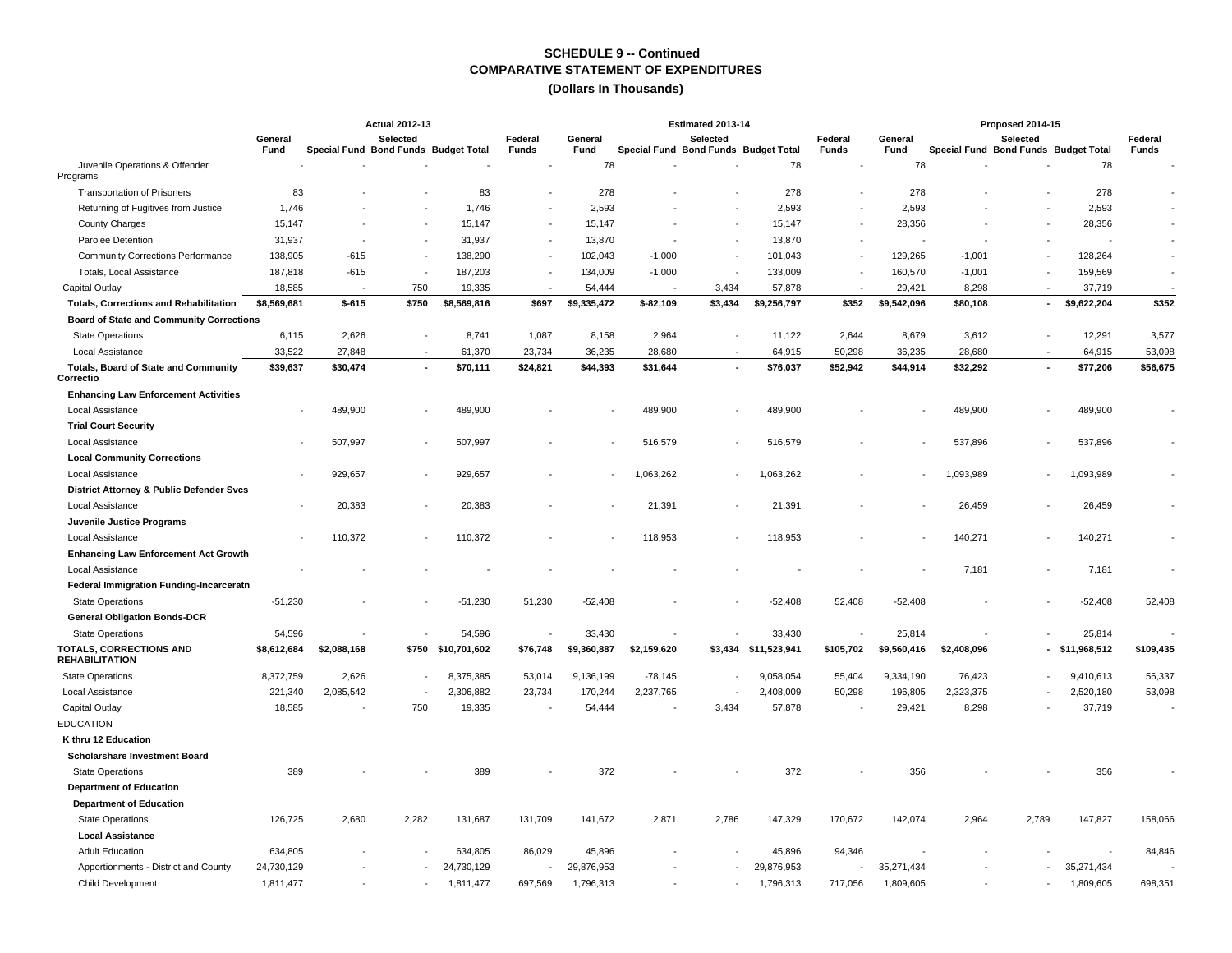## SCHEDULE 9 -- Continued
## COMPARATIVE STATEMENT OF EXPENDITURES
### (Dollars In Thousands)

| | Actual 2012-13 | | | | | Estimated 2013-14 | | | | | Proposed 2014-15 | | | | |
|---|---|---|---|---|---|---|---|---|---|---|---|---|---|---|---|
| | General Fund | Special Fund | Selected Bond Funds | Budget Total | Federal Funds | General Fund | Special Fund | Selected Bond Funds | Budget Total | Federal Funds | General Fund | Special Fund | Selected Bond Funds | Budget Total | Federal Funds |
| Juvenile Operations & Offender Programs | - | - | - | - | - | 78 | - | - | 78 | - | 78 | - | - | 78 | - |
| Transportation of Prisoners | 83 | - | - | 83 | - | 278 | - | - | 278 | - | 278 | - | - | 278 | - |
| Returning of Fugitives from Justice | 1,746 | - | - | 1,746 | - | 2,593 | - | - | 2,593 | - | 2,593 | - | - | 2,593 | - |
| County Charges | 15,147 | - | - | 15,147 | - | 15,147 | - | - | 15,147 | - | 28,356 | - | - | 28,356 | - |
| Parolee Detention | 31,937 | - | - | 31,937 | - | 13,870 | - | - | 13,870 | - | - | - | - | - | - |
| Community Corrections Performance | 138,905 | -615 | - | 138,290 | - | 102,043 | -1,000 | - | 101,043 | - | 129,265 | -1,001 | - | 128,264 | - |
| Totals, Local Assistance | 187,818 | -615 | - | 187,203 | - | 134,009 | -1,000 | - | 133,009 | - | 160,570 | -1,001 | - | 159,569 | - |
| Capital Outlay | 18,585 | - | 750 | 19,335 | - | 54,444 | - | 3,434 | 57,878 | - | 29,421 | 8,298 | - | 37,719 | - |
| **Totals, Corrections and Rehabilitation** | **$8,569,681** | **$-615** | **$750** | **$8,569,816** | **$697** | **$9,335,472** | **$-82,109** | **$3,434** | **$9,256,797** | **$352** | **$9,542,096** | **$80,108** | **-** | **$9,622,204** | **$352** |
| **Board of State and Community Corrections** | | | | | | | | | | | | | | | |
| State Operations | 6,115 | 2,626 | - | 8,741 | 1,087 | 8,158 | 2,964 | - | 11,122 | 2,644 | 8,679 | 3,612 | - | 12,291 | 3,577 |
| Local Assistance | 33,522 | 27,848 | - | 61,370 | 23,734 | 36,235 | 28,680 | - | 64,915 | 50,298 | 36,235 | 28,680 | - | 64,915 | 53,098 |
| **Totals, Board of State and Community Correctio** | **$39,637** | **$30,474** | **-** | **$70,111** | **$24,821** | **$44,393** | **$31,644** | **-** | **$76,037** | **$52,942** | **$44,914** | **$32,292** | **-** | **$77,206** | **$56,675** |
| **Enhancing Law Enforcement Activities** | | | | | | | | | | | | | | | |
| Local Assistance | - | 489,900 | - | 489,900 | - | - | 489,900 | - | 489,900 | - | - | 489,900 | - | 489,900 | - |
| **Trial Court Security** | | | | | | | | | | | | | | | |
| Local Assistance | - | 507,997 | - | 507,997 | - | - | 516,579 | - | 516,579 | - | - | 537,896 | - | 537,896 | - |
| **Local Community Corrections** | | | | | | | | | | | | | | | |
| Local Assistance | - | 929,657 | - | 929,657 | - | - | 1,063,262 | - | 1,063,262 | - | - | 1,093,989 | - | 1,093,989 | - |
| **District Attorney & Public Defender Svcs** | | | | | | | | | | | | | | | |
| Local Assistance | - | 20,383 | - | 20,383 | - | - | 21,391 | - | 21,391 | - | - | 26,459 | - | 26,459 | - |
| **Juvenile Justice Programs** | | | | | | | | | | | | | | | |
| Local Assistance | - | 110,372 | - | 110,372 | - | - | 118,953 | - | 118,953 | - | - | 140,271 | - | 140,271 | - |
| **Enhancing Law Enforcement Act Growth** | | | | | | | | | | | | | | | |
| Local Assistance | - | - | - | - | - | - | - | - | - | - | - | 7,181 | - | 7,181 | - |
| **Federal Immigration Funding-Incarceratn** | | | | | | | | | | | | | | | |
| State Operations | -51,230 | - | - | -51,230 | 51,230 | -52,408 | - | - | -52,408 | 52,408 | -52,408 | - | - | -52,408 | 52,408 |
| **General Obligation Bonds-DCR** | | | | | | | | | | | | | | | |
| State Operations | 54,596 | - | - | 54,596 | - | 33,430 | - | - | 33,430 | - | 25,814 | - | - | 25,814 | - |
| **TOTALS, CORRECTIONS AND REHABILITATION** | **$8,612,684** | **$2,088,168** | **$750** | **$10,701,602** | **$76,748** | **$9,360,887** | **$2,159,620** | **$3,434** | **$11,523,941** | **$105,702** | **$9,560,416** | **$2,408,096** | **-** | **$11,968,512** | **$109,435** |
| State Operations | 8,372,759 | 2,626 | - | 8,375,385 | 53,014 | 9,136,199 | -78,145 | - | 9,058,054 | 55,404 | 9,334,190 | 76,423 | - | 9,410,613 | 56,337 |
| Local Assistance | 221,340 | 2,085,542 | - | 2,306,882 | 23,734 | 170,244 | 2,237,765 | - | 2,408,009 | 50,298 | 196,805 | 2,323,375 | - | 2,520,180 | 53,098 |
| Capital Outlay | 18,585 | - | 750 | 19,335 | - | 54,444 | - | 3,434 | 57,878 | - | 29,421 | 8,298 | - | 37,719 | - |
| EDUCATION | | | | | | | | | | | | | | | |
| **K thru 12 Education** | | | | | | | | | | | | | | | |
| **Scholarshare Investment Board** | | | | | | | | | | | | | | | |
| State Operations | 389 | - | - | 389 | - | 372 | - | - | 372 | - | 356 | - | - | 356 | - |
| **Department of Education** | | | | | | | | | | | | | | | |
| **Department of Education** | | | | | | | | | | | | | | | |
| State Operations | 126,725 | 2,680 | 2,282 | 131,687 | 131,709 | 141,672 | 2,871 | 2,786 | 147,329 | 170,672 | 142,074 | 2,964 | 2,789 | 147,827 | 158,066 |
| **Local Assistance** | | | | | | | | | | | | | | | |
| Adult Education | 634,805 | - | - | 634,805 | 86,029 | 45,896 | - | - | 45,896 | 94,346 | - | - | - | - | 84,846 |
| Apportionments - District and County | 24,730,129 | - | - | 24,730,129 | - | 29,876,953 | - | - | 29,876,953 | - | 35,271,434 | - | - | 35,271,434 | - |
| Child Development | 1,811,477 | - | - | 1,811,477 | 697,569 | 1,796,313 | - | - | 1,796,313 | 717,056 | 1,809,605 | - | - | 1,809,605 | 698,351 |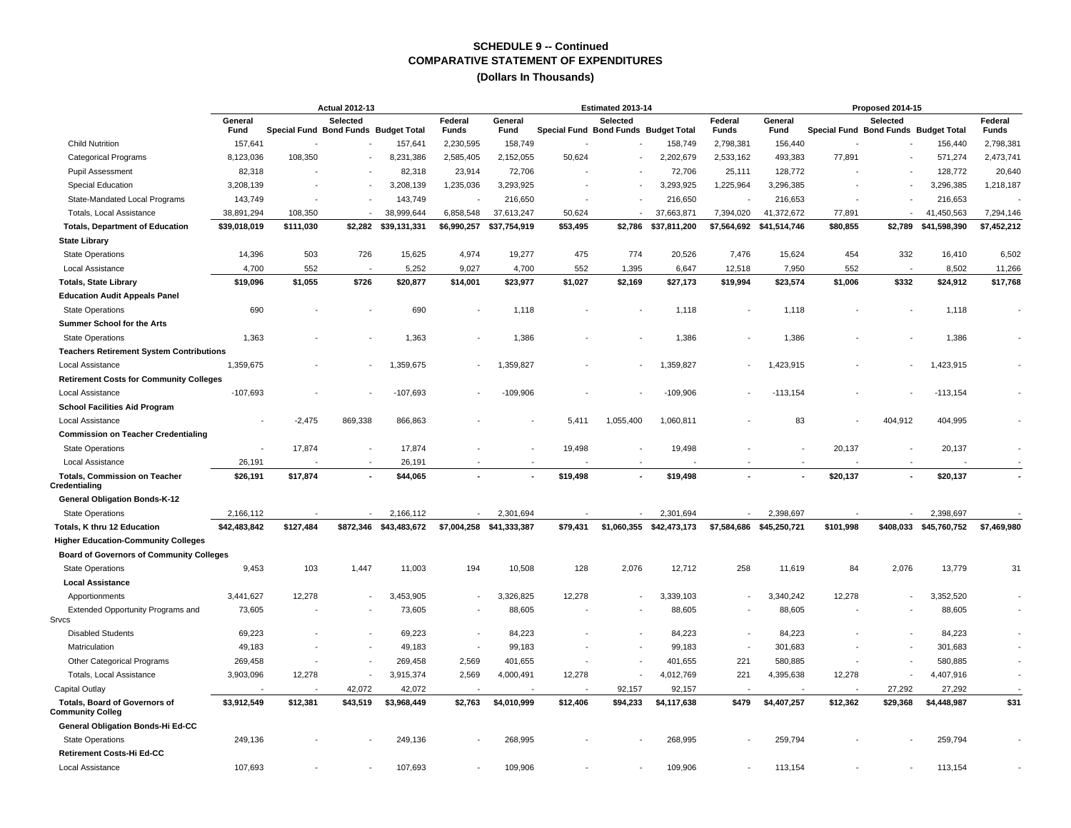## SCHEDULE 9 -- Continued
## COMPARATIVE STATEMENT OF EXPENDITURES
### (Dollars In Thousands)

| | Actual 2012-13 | | | | | Estimated 2013-14 | | | | | Proposed 2014-15 | | | | |
|---|---|---|---|---|---|---|---|---|---|---|---|---|---|---|---|
| | General Fund | Selected Special Fund | Selected Bond Funds | Budget Total | Federal Funds | General Fund | Selected Special Fund | Selected Bond Funds | Budget Total | Federal Funds | General Fund | Selected Special Fund | Selected Bond Funds | Budget Total | Federal Funds |
| Child Nutrition | 157,641 | - | - | 157,641 | 2,230,595 | 158,749 | - | - | 158,749 | 2,798,381 | 156,440 | - | - | 156,440 | 2,798,381 |
| Categorical Programs | 8,123,036 | 108,350 | - | 8,231,386 | 2,585,405 | 2,152,055 | 50,624 | - | 2,202,679 | 2,533,162 | 493,383 | 77,891 | - | 571,274 | 2,473,741 |
| Pupil Assessment | 82,318 | - | - | 82,318 | 23,914 | 72,706 | - | - | 72,706 | 25,111 | 128,772 | - | - | 128,772 | 20,640 |
| Special Education | 3,208,139 | - | - | 3,208,139 | 1,235,036 | 3,293,925 | - | - | 3,293,925 | 1,225,964 | 3,296,385 | - | - | 3,296,385 | 1,218,187 |
| State-Mandated Local Programs | 143,749 | - | - | 143,749 | - | 216,650 | - | - | 216,650 | - | 216,653 | - | - | 216,653 | - |
| Totals, Local Assistance | 38,891,294 | 108,350 | - | 38,999,644 | 6,858,548 | 37,613,247 | 50,624 | - | 37,663,871 | 7,394,020 | 41,372,672 | 77,891 | - | 41,450,563 | 7,294,146 |
| **Totals, Department of Education** | **$39,018,019** | **$111,030** | **$2,282** | **$39,131,331** | **$6,990,257** | **$37,754,919** | **$53,495** | **$2,786** | **$37,811,200** | **$7,564,692** | **$41,514,746** | **$80,855** | **$2,789** | **$41,598,390** | **$7,452,212** |
| **State Library** | | | | | | | | | | | | | | | |
| State Operations | 14,396 | 503 | 726 | 15,625 | 4,974 | 19,277 | 475 | 774 | 20,526 | 7,476 | 15,624 | 454 | 332 | 16,410 | 6,502 |
| Local Assistance | 4,700 | 552 | - | 5,252 | 9,027 | 4,700 | 552 | 1,395 | 6,647 | 12,518 | 7,950 | 552 | - | 8,502 | 11,266 |
| **Totals, State Library** | **$19,096** | **$1,055** | **$726** | **$20,877** | **$14,001** | **$23,977** | **$1,027** | **$2,169** | **$27,173** | **$19,994** | **$23,574** | **$1,006** | **$332** | **$24,912** | **$17,768** |
| **Education Audit Appeals Panel** | | | | | | | | | | | | | | | |
| State Operations | 690 | - | - | 690 | - | 1,118 | - | - | 1,118 | - | 1,118 | - | - | 1,118 | - |
| **Summer School for the Arts** | | | | | | | | | | | | | | | |
| State Operations | 1,363 | - | - | 1,363 | - | 1,386 | - | - | 1,386 | - | 1,386 | - | - | 1,386 | - |
| **Teachers Retirement System Contributions** | | | | | | | | | | | | | | | |
| Local Assistance | 1,359,675 | - | - | 1,359,675 | - | 1,359,827 | - | - | 1,359,827 | - | 1,423,915 | - | - | 1,423,915 | - |
| **Retirement Costs for Community Colleges** | | | | | | | | | | | | | | | |
| Local Assistance | -107,693 | - | - | -107,693 | - | -109,906 | - | - | -109,906 | - | -113,154 | - | - | -113,154 | - |
| **School Facilities Aid Program** | | | | | | | | | | | | | | | |
| Local Assistance | - | -2,475 | 869,338 | 866,863 | - | - | 5,411 | 1,055,400 | 1,060,811 | - | 83 | - | 404,912 | 404,995 | - |
| **Commission on Teacher Credentialing** | | | | | | | | | | | | | | | |
| State Operations | - | 17,874 | - | 17,874 | - | - | 19,498 | - | 19,498 | - | - | 20,137 | - | 20,137 | - |
| Local Assistance | 26,191 | - | - | 26,191 | - | - | - | - | - | - | - | - | - | - | - |
| **Totals, Commission on Teacher Credentialing** | **$26,191** | **$17,874** | **-** | **$44,065** | **-** | **-** | **$19,498** | **-** | **$19,498** | **-** | **-** | **$20,137** | **-** | **$20,137** | **-** |
| **General Obligation Bonds-K-12** | | | | | | | | | | | | | | | |
| State Operations | 2,166,112 | - | - | 2,166,112 | - | 2,301,694 | - | - | 2,301,694 | - | 2,398,697 | - | - | 2,398,697 | - |
| **Totals, K thru 12 Education** | **$42,483,842** | **$127,484** | **$872,346** | **$43,483,672** | **$7,004,258** | **$41,333,387** | **$79,431** | **$1,060,355** | **$42,473,173** | **$7,584,686** | **$45,250,721** | **$101,998** | **$408,033** | **$45,760,752** | **$7,469,980** |
| **Higher Education-Community Colleges** | | | | | | | | | | | | | | | |
| **Board of Governors of Community Colleges** | | | | | | | | | | | | | | | |
| State Operations | 9,453 | 103 | 1,447 | 11,003 | 194 | 10,508 | 128 | 2,076 | 12,712 | 258 | 11,619 | 84 | 2,076 | 13,779 | 31 |
| **Local Assistance** | | | | | | | | | | | | | | | |
| Apportionments | 3,441,627 | 12,278 | - | 3,453,905 | - | 3,326,825 | 12,278 | - | 3,339,103 | - | 3,340,242 | 12,278 | - | 3,352,520 | - |
| Extended Opportunity Programs and Srvcs | 73,605 | - | - | 73,605 | - | 88,605 | - | - | 88,605 | - | 88,605 | - | - | 88,605 | - |
| Disabled Students | 69,223 | - | - | 69,223 | - | 84,223 | - | - | 84,223 | - | 84,223 | - | - | 84,223 | - |
| Matriculation | 49,183 | - | - | 49,183 | - | 99,183 | - | - | 99,183 | - | 301,683 | - | - | 301,683 | - |
| Other Categorical Programs | 269,458 | - | - | 269,458 | 2,569 | 401,655 | - | - | 401,655 | 221 | 580,885 | - | - | 580,885 | - |
| Totals, Local Assistance | 3,903,096 | 12,278 | - | 3,915,374 | 2,569 | 4,000,491 | 12,278 | - | 4,012,769 | 221 | 4,395,638 | 12,278 | - | 4,407,916 | - |
| Capital Outlay | - | - | 42,072 | 42,072 | - | - | - | 92,157 | 92,157 | - | - | - | 27,292 | 27,292 | - |
| **Totals, Board of Governors of Community Colleg** | **$3,912,549** | **$12,381** | **$43,519** | **$3,968,449** | **$2,763** | **$4,010,999** | **$12,406** | **$94,233** | **$4,117,638** | **$479** | **$4,407,257** | **$12,362** | **$29,368** | **$4,448,987** | **$31** |
| **General Obligation Bonds-Hi Ed-CC** | | | | | | | | | | | | | | | |
| State Operations | 249,136 | - | - | 249,136 | - | 268,995 | - | - | 268,995 | - | 259,794 | - | - | 259,794 | - |
| **Retirement Costs-Hi Ed-CC** | | | | | | | | | | | | | | | |
| Local Assistance | 107,693 | - | - | 107,693 | - | 109,906 | - | - | 109,906 | - | 113,154 | - | - | 113,154 | - |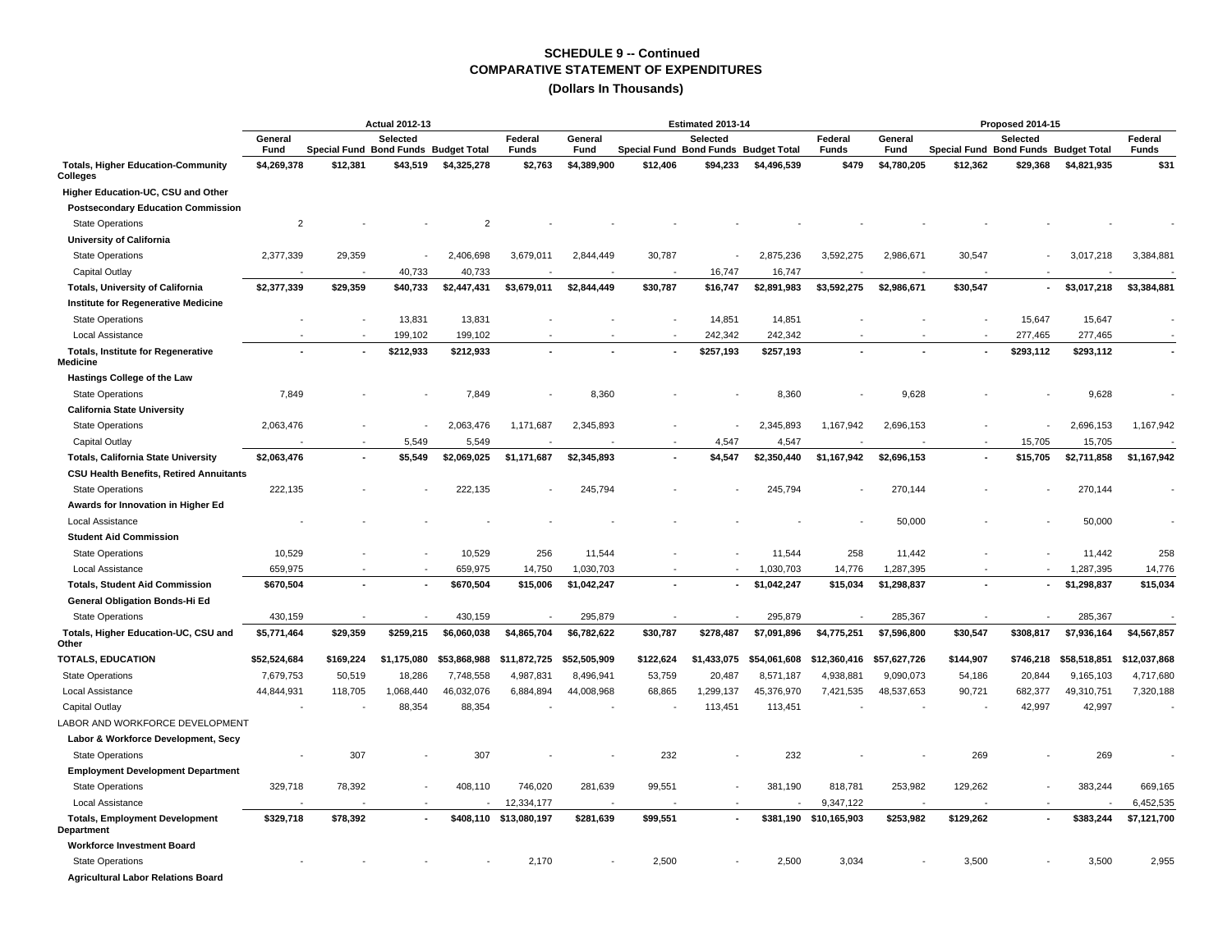# SCHEDULE 9 -- Continued
## COMPARATIVE STATEMENT OF EXPENDITURES
### (Dollars In Thousands)

| | Actual 2012-13 | | | | | Estimated 2013-14 | | | | | Proposed 2014-15 | | | | |
|---|---|---|---|---|---|---|---|---|---|---|---|---|---|---|---|
| | General Fund | Special Fund | Selected Bond Funds | Budget Total | Federal Funds | General Fund | Special Fund | Selected Bond Funds | Budget Total | Federal Funds | General Fund | Special Fund | Selected Bond Funds | Budget Total | Federal Funds |
| **Totals, Higher Education-Community Colleges** | **$4,269,378** | **$12,381** | **$43,519** | **$4,325,278** | **$2,763** | **$4,389,900** | **$12,406** | **$94,233** | **$4,496,539** | **$479** | **$4,780,205** | **$12,362** | **$29,368** | **$4,821,935** | **$31** |
| **Higher Education-UC, CSU and Other** | | | | | | | | | | | | | | | |
| **Postsecondary Education Commission** | | | | | | | | | | | | | | | |
| State Operations | 2 | - | - | 2 | - | - | - | - | - | - | - | - | - | - | - |
| **University of California** | | | | | | | | | | | | | | | |
| State Operations | 2,377,339 | 29,359 | - | 2,406,698 | 3,679,011 | 2,844,449 | 30,787 | - | 2,875,236 | 3,592,275 | 2,986,671 | 30,547 | - | 3,017,218 | 3,384,881 |
| Capital Outlay | - | - | 40,733 | 40,733 | - | - | - | 16,747 | 16,747 | - | - | - | - | - | - |
| **Totals, University of California** | **$2,377,339** | **$29,359** | **$40,733** | **$2,447,431** | **$3,679,011** | **$2,844,449** | **$30,787** | **$16,747** | **$2,891,983** | **$3,592,275** | **$2,986,671** | **$30,547** | **-** | **$3,017,218** | **$3,384,881** |
| **Institute for Regenerative Medicine** | | | | | | | | | | | | | | | |
| State Operations | - | - | 13,831 | 13,831 | - | - | - | 14,851 | 14,851 | - | - | - | 15,647 | 15,647 | - |
| Local Assistance | - | - | 199,102 | 199,102 | - | - | - | 242,342 | 242,342 | - | - | - | 277,465 | 277,465 | - |
| **Totals, Institute for Regenerative Medicine** | **-** | **-** | **$212,933** | **$212,933** | **-** | **-** | **-** | **$257,193** | **$257,193** | **-** | **-** | **-** | **$293,112** | **$293,112** | **-** |
| **Hastings College of the Law** | | | | | | | | | | | | | | | |
| State Operations | 7,849 | - | - | 7,849 | - | 8,360 | - | - | 8,360 | - | 9,628 | - | - | 9,628 | - |
| **California State University** | | | | | | | | | | | | | | | |
| State Operations | 2,063,476 | - | - | 2,063,476 | 1,171,687 | 2,345,893 | - | - | 2,345,893 | 1,167,942 | 2,696,153 | - | - | 2,696,153 | 1,167,942 |
| Capital Outlay | - | - | 5,549 | 5,549 | - | - | - | 4,547 | 4,547 | - | - | - | 15,705 | 15,705 | - |
| **Totals, California State University** | **$2,063,476** | **-** | **$5,549** | **$2,069,025** | **$1,171,687** | **$2,345,893** | **-** | **$4,547** | **$2,350,440** | **$1,167,942** | **$2,696,153** | **-** | **$15,705** | **$2,711,858** | **$1,167,942** |
| **CSU Health Benefits, Retired Annuitants** | | | | | | | | | | | | | | | |
| State Operations | 222,135 | - | - | 222,135 | - | 245,794 | - | - | 245,794 | - | 270,144 | - | - | 270,144 | - |
| **Awards for Innovation in Higher Ed** | | | | | | | | | | | | | | | |
| Local Assistance | - | - | - | - | - | - | - | - | - | - | 50,000 | - | - | 50,000 | - |
| **Student Aid Commission** | | | | | | | | | | | | | | | |
| State Operations | 10,529 | - | - | 10,529 | 256 | 11,544 | - | - | 11,544 | 258 | 11,442 | - | - | 11,442 | 258 |
| Local Assistance | 659,975 | - | - | 659,975 | 14,750 | 1,030,703 | - | - | 1,030,703 | 14,776 | 1,287,395 | - | - | 1,287,395 | 14,776 |
| **Totals, Student Aid Commission** | **$670,504** | **-** | **-** | **$670,504** | **$15,006** | **$1,042,247** | **-** | **-** | **$1,042,247** | **$15,034** | **$1,298,837** | **-** | **-** | **$1,298,837** | **$15,034** |
| **General Obligation Bonds-Hi Ed** | | | | | | | | | | | | | | | |
| State Operations | 430,159 | - | - | 430,159 | - | 295,879 | - | - | 295,879 | - | 285,367 | - | - | 285,367 | - |
| **Totals, Higher Education-UC, CSU and Other** | **$5,771,464** | **$29,359** | **$259,215** | **$6,060,038** | **$4,865,704** | **$6,782,622** | **$30,787** | **$278,487** | **$7,091,896** | **$4,775,251** | **$7,596,800** | **$30,547** | **$308,817** | **$7,936,164** | **$4,567,857** |
| **TOTALS, EDUCATION** | **$52,524,684** | **$169,224** | **$1,175,080** | **$53,868,988** | **$11,872,725** | **$52,505,909** | **$122,624** | **$1,433,075** | **$54,061,608** | **$12,360,416** | **$57,627,726** | **$144,907** | **$746,218** | **$58,518,851** | **$12,037,868** |
| State Operations | 7,679,753 | 50,519 | 18,286 | 7,748,558 | 4,987,831 | 8,496,941 | 53,759 | 20,487 | 8,571,187 | 4,938,881 | 9,090,073 | 54,186 | 20,844 | 9,165,103 | 4,717,680 |
| Local Assistance | 44,844,931 | 118,705 | 1,068,440 | 46,032,076 | 6,884,894 | 44,008,968 | 68,865 | 1,299,137 | 45,376,970 | 7,421,535 | 48,537,653 | 90,721 | 682,377 | 49,310,751 | 7,320,188 |
| Capital Outlay | - | - | 88,354 | 88,354 | - | - | - | 113,451 | 113,451 | - | - | - | 42,997 | 42,997 | - |
| LABOR AND WORKFORCE DEVELOPMENT | | | | | | | | | | | | | | | |
| **Labor & Workforce Development, Secy** | | | | | | | | | | | | | | | |
| State Operations | - | 307 | - | 307 | - | - | 232 | - | 232 | - | - | 269 | - | 269 | - |
| **Employment Development Department** | | | | | | | | | | | | | | | |
| State Operations | 329,718 | 78,392 | - | 408,110 | 746,020 | 281,639 | 99,551 | - | 381,190 | 818,781 | 253,982 | 129,262 | - | 383,244 | 669,165 |
| Local Assistance | - | - | - | - | 12,334,177 | - | - | - | - | 9,347,122 | - | - | - | - | 6,452,535 |
| **Totals, Employment Development Department** | **$329,718** | **$78,392** | **-** | **$408,110** | **$13,080,197** | **$281,639** | **$99,551** | **-** | **$381,190** | **$10,165,903** | **$253,982** | **$129,262** | **-** | **$383,244** | **$7,121,700** |
| **Workforce Investment Board** | | | | | | | | | | | | | | | |
| State Operations | - | - | - | - | 2,170 | - | 2,500 | - | 2,500 | 3,034 | - | 3,500 | - | 3,500 | 2,955 |
| **Agricultural Labor Relations Board** | | | | | | | | | | | | | | | |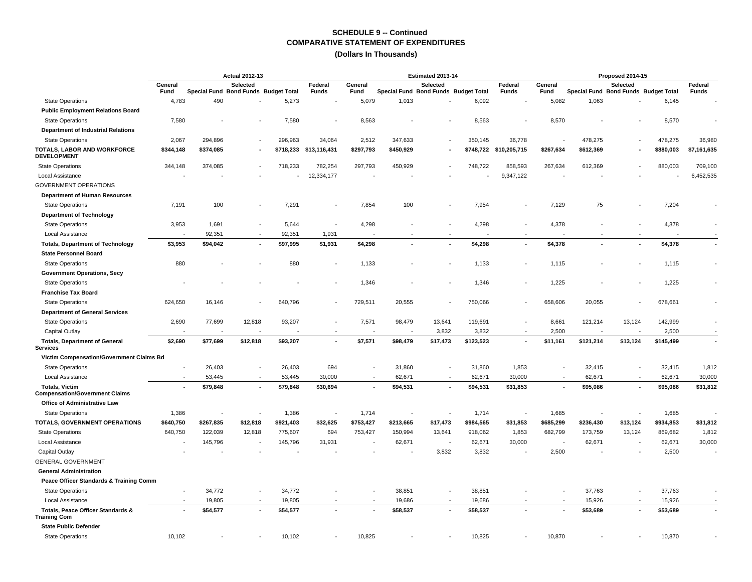# SCHEDULE 9 -- Continued
## COMPARATIVE STATEMENT OF EXPENDITURES
### (Dollars In Thousands)

| | Actual 2012-13 | | | | | Estimated 2013-14 | | | | | Proposed 2014-15 | | | | |
|---|---|---|---|---|---|---|---|---|---|---|---|---|---|---|---|
| | General Fund | Special Fund | Selected Bond Funds | Budget Total | Federal Funds | General Fund | Special Fund | Selected Bond Funds | Budget Total | Federal Funds | General Fund | Special Fund | Selected Bond Funds | Budget Total | Federal Funds |
| State Operations | 4,783 | 490 | - | 5,273 | - | 5,079 | 1,013 | - | 6,092 | - | 5,082 | 1,063 | - | 6,145 | - |
| **Public Employment Relations Board** | | | | | | | | | | | | | | | |
| State Operations | 7,580 | - | - | 7,580 | - | 8,563 | - | - | 8,563 | - | 8,570 | - | - | 8,570 | - |
| **Department of Industrial Relations** | | | | | | | | | | | | | | | |
| State Operations | 2,067 | 294,896 | - | 296,963 | 34,064 | 2,512 | 347,633 | - | 350,145 | 36,778 | - | 478,275 | - | 478,275 | 36,980 |
| **TOTALS, LABOR AND WORKFORCE DEVELOPMENT** | **$344,148** | **$374,085** | **-** | **$718,233** | **$13,116,431** | **$297,793** | **$450,929** | **-** | **$748,722** | **$10,205,715** | **$267,634** | **$612,369** | **-** | **$880,003** | **$7,161,635** |
| State Operations | 344,148 | 374,085 | - | 718,233 | 782,254 | 297,793 | 450,929 | - | 748,722 | 858,593 | 267,634 | 612,369 | - | 880,003 | 709,100 |
| Local Assistance | - | - | - | - | 12,334,177 | - | - | - | - | 9,347,122 | - | - | - | - | 6,452,535 |
| GOVERNMENT OPERATIONS | | | | | | | | | | | | | | | |
| **Department of Human Resources** | | | | | | | | | | | | | | | |
| State Operations | 7,191 | 100 | - | 7,291 | - | 7,854 | 100 | - | 7,954 | - | 7,129 | 75 | - | 7,204 | - |
| **Department of Technology** | | | | | | | | | | | | | | | |
| State Operations | 3,953 | 1,691 | - | 5,644 | - | 4,298 | - | - | 4,298 | - | 4,378 | - | - | 4,378 | - |
| Local Assistance | - | 92,351 | - | 92,351 | 1,931 | - | - | - | - | - | - | - | - | - | - |
| **Totals, Department of Technology** | **$3,953** | **$94,042** | **-** | **$97,995** | **$1,931** | **$4,298** | **-** | **-** | **$4,298** | **-** | **$4,378** | **-** | **-** | **$4,378** | **-** |
| **State Personnel Board** | | | | | | | | | | | | | | | |
| State Operations | 880 | - | - | 880 | - | 1,133 | - | - | 1,133 | - | 1,115 | - | - | 1,115 | - |
| **Government Operations, Secy** | | | | | | | | | | | | | | | |
| State Operations | - | - | - | - | - | 1,346 | - | - | 1,346 | - | 1,225 | - | - | 1,225 | - |
| **Franchise Tax Board** | | | | | | | | | | | | | | | |
| State Operations | 624,650 | 16,146 | - | 640,796 | - | 729,511 | 20,555 | - | 750,066 | - | 658,606 | 20,055 | - | 678,661 | - |
| **Department of General Services** | | | | | | | | | | | | | | | |
| State Operations | 2,690 | 77,699 | 12,818 | 93,207 | - | 7,571 | 98,479 | 13,641 | 119,691 | - | 8,661 | 121,214 | 13,124 | 142,999 | - |
| Capital Outlay | - | - | - | - | - | - | - | 3,832 | 3,832 | - | 2,500 | - | - | 2,500 | - |
| **Totals, Department of General Services** | **$2,690** | **$77,699** | **$12,818** | **$93,207** | **-** | **$7,571** | **$98,479** | **$17,473** | **$123,523** | **-** | **$11,161** | **$121,214** | **$13,124** | **$145,499** | **-** |
| **Victim Compensation/Government Claims Bd** | | | | | | | | | | | | | | | |
| State Operations | - | 26,403 | - | 26,403 | 694 | - | 31,860 | - | 31,860 | 1,853 | - | 32,415 | - | 32,415 | 1,812 |
| Local Assistance | - | 53,445 | - | 53,445 | 30,000 | - | 62,671 | - | 62,671 | 30,000 | - | 62,671 | - | 62,671 | 30,000 |
| **Totals, Victim Compensation/Government Claims** | **-** | **$79,848** | **-** | **$79,848** | **$30,694** | **-** | **$94,531** | **-** | **$94,531** | **$31,853** | **-** | **$95,086** | **-** | **$95,086** | **$31,812** |
| **Office of Administrative Law** | | | | | | | | | | | | | | | |
| State Operations | 1,386 | - | - | 1,386 | - | 1,714 | - | - | 1,714 | - | 1,685 | - | - | 1,685 | - |
| **TOTALS, GOVERNMENT OPERATIONS** | **$640,750** | **$267,835** | **$12,818** | **$921,403** | **$32,625** | **$753,427** | **$213,665** | **$17,473** | **$984,565** | **$31,853** | **$685,299** | **$236,430** | **$13,124** | **$934,853** | **$31,812** |
| State Operations | 640,750 | 122,039 | 12,818 | 775,607 | 694 | 753,427 | 150,994 | 13,641 | 918,062 | 1,853 | 682,799 | 173,759 | 13,124 | 869,682 | 1,812 |
| Local Assistance | - | 145,796 | - | 145,796 | 31,931 | - | 62,671 | - | 62,671 | 30,000 | - | 62,671 | - | 62,671 | 30,000 |
| Capital Outlay | - | - | - | - | - | - | - | 3,832 | 3,832 | - | 2,500 | - | - | 2,500 | - |
| GENERAL GOVERNMENT | | | | | | | | | | | | | | | |
| **General Administration** | | | | | | | | | | | | | | | |
| **Peace Officer Standards & Training Comm** | | | | | | | | | | | | | | | |
| State Operations | - | 34,772 | - | 34,772 | - | - | 38,851 | - | 38,851 | - | - | 37,763 | - | 37,763 | - |
| Local Assistance | - | 19,805 | - | 19,805 | - | - | 19,686 | - | 19,686 | - | - | 15,926 | - | 15,926 | - |
| **Totals, Peace Officer Standards & Training Com** | **-** | **$54,577** | **-** | **$54,577** | **-** | **-** | **$58,537** | **-** | **$58,537** | **-** | **-** | **$53,689** | **-** | **$53,689** | **-** |
| **State Public Defender** | | | | | | | | | | | | | | | |
| State Operations | 10,102 | - | - | 10,102 | - | 10,825 | - | - | 10,825 | - | 10,870 | - | - | 10,870 | - |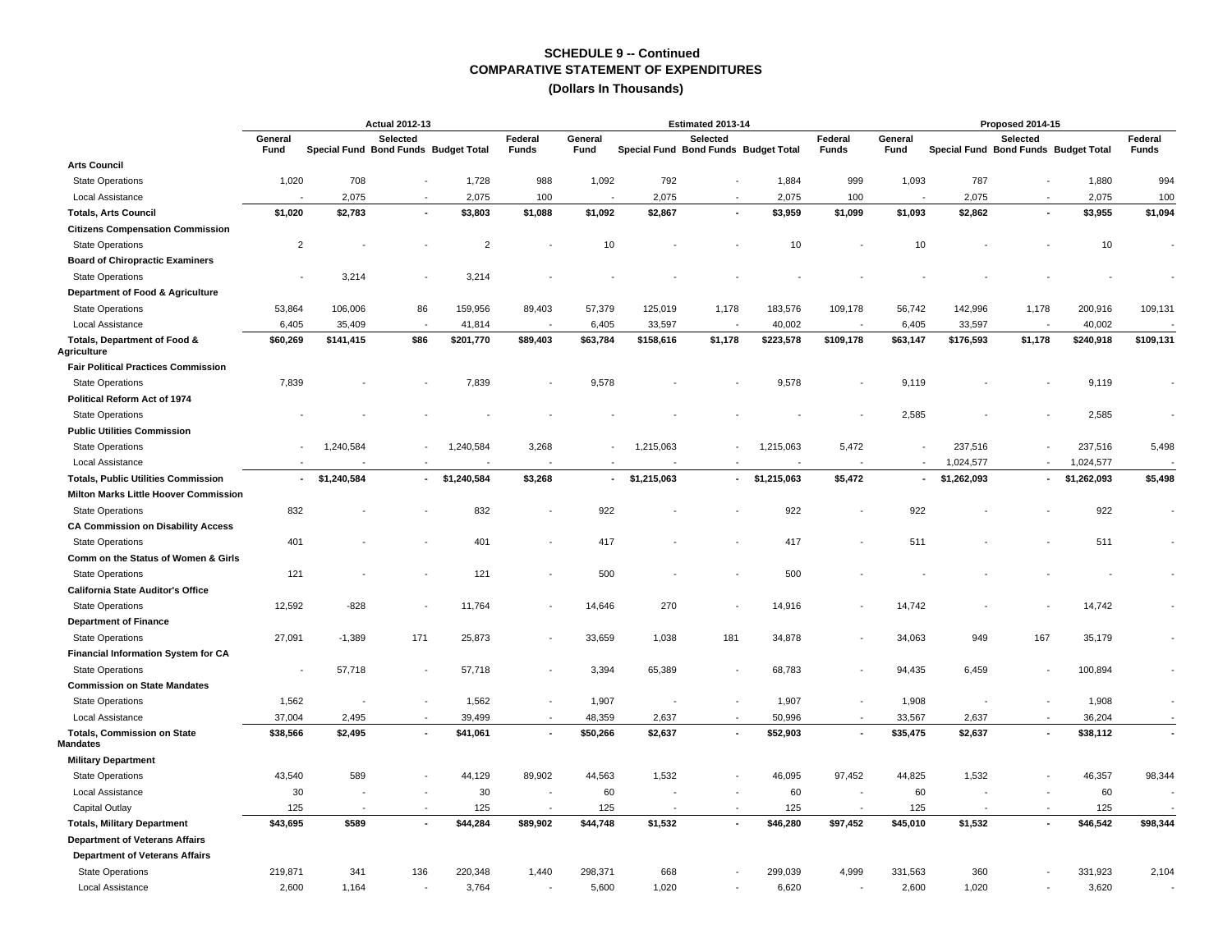# SCHEDULE 9 -- Continued
## COMPARATIVE STATEMENT OF EXPENDITURES
### (Dollars In Thousands)

| | Actual 2012-13 | | | | | Estimated 2013-14 | | | | | Proposed 2014-15 | | | | |
|---|---|---|---|---|---|---|---|---|---|---|---|---|---|---|---|
| | General Fund | Special Fund | Selected Bond Funds | Budget Total | Federal Funds | General Fund | Special Fund | Selected Bond Funds | Budget Total | Federal Funds | General Fund | Special Fund | Selected Bond Funds | Budget Total | Federal Funds |
| **Arts Council** | | | | | | | | | | | | | | | |
| State Operations | 1,020 | 708 | - | 1,728 | 988 | 1,092 | 792 | - | 1,884 | 999 | 1,093 | 787 | - | 1,880 | 994 |
| Local Assistance | - | 2,075 | - | 2,075 | 100 | - | 2,075 | - | 2,075 | 100 | - | 2,075 | - | 2,075 | 100 |
| **Totals, Arts Council** | **$1,020** | **$2,783** | **-** | **$3,803** | **$1,088** | **$1,092** | **$2,867** | **-** | **$3,959** | **$1,099** | **$1,093** | **$2,862** | **-** | **$3,955** | **$1,094** |
| **Citizens Compensation Commission** | | | | | | | | | | | | | | | |
| State Operations | 2 | - | - | 2 | - | 10 | - | - | 10 | - | 10 | - | - | 10 | - |
| **Board of Chiropractic Examiners** | | | | | | | | | | | | | | | |
| State Operations | - | 3,214 | - | 3,214 | - | - | - | - | - | - | - | - | - | - | - |
| **Department of Food & Agriculture** | | | | | | | | | | | | | | | |
| State Operations | 53,864 | 106,006 | 86 | 159,956 | 89,403 | 57,379 | 125,019 | 1,178 | 183,576 | 109,178 | 56,742 | 142,996 | 1,178 | 200,916 | 109,131 |
| Local Assistance | 6,405 | 35,409 | - | 41,814 | - | 6,405 | 33,597 | - | 40,002 | - | 6,405 | 33,597 | - | 40,002 | - |
| **Totals, Department of Food & Agriculture** | **$60,269** | **$141,415** | **$86** | **$201,770** | **$89,403** | **$63,784** | **$158,616** | **$1,178** | **$223,578** | **$109,178** | **$63,147** | **$176,593** | **$1,178** | **$240,918** | **$109,131** |
| **Fair Political Practices Commission** | | | | | | | | | | | | | | | |
| State Operations | 7,839 | - | - | 7,839 | - | 9,578 | - | - | 9,578 | - | 9,119 | - | - | 9,119 | - |
| **Political Reform Act of 1974** | | | | | | | | | | | | | | | |
| State Operations | - | - | - | - | - | - | - | - | - | - | 2,585 | - | - | 2,585 | - |
| **Public Utilities Commission** | | | | | | | | | | | | | | | |
| State Operations | - | 1,240,584 | - | 1,240,584 | 3,268 | - | 1,215,063 | - | 1,215,063 | 5,472 | - | 237,516 | - | 237,516 | 5,498 |
| Local Assistance | - | - | - | - | - | - | - | - | - | - | - | 1,024,577 | - | 1,024,577 | - |
| **Totals, Public Utilities Commission** | **-** | **$1,240,584** | **-** | **$1,240,584** | **$3,268** | **-** | **$1,215,063** | **-** | **$1,215,063** | **$5,472** | **-** | **$1,262,093** | **-** | **$1,262,093** | **$5,498** |
| **Milton Marks Little Hoover Commission** | | | | | | | | | | | | | | | |
| State Operations | 832 | - | - | 832 | - | 922 | - | - | 922 | - | 922 | - | - | 922 | - |
| **CA Commission on Disability Access** | | | | | | | | | | | | | | | |
| State Operations | 401 | - | - | 401 | - | 417 | - | - | 417 | - | 511 | - | - | 511 | - |
| **Comm on the Status of Women & Girls** | | | | | | | | | | | | | | | |
| State Operations | 121 | - | - | 121 | - | 500 | - | - | 500 | - | - | - | - | - | - |
| **California State Auditor's Office** | | | | | | | | | | | | | | | |
| State Operations | 12,592 | -828 | - | 11,764 | - | 14,646 | 270 | - | 14,916 | - | 14,742 | - | - | 14,742 | - |
| **Department of Finance** | | | | | | | | | | | | | | | |
| State Operations | 27,091 | -1,389 | 171 | 25,873 | - | 33,659 | 1,038 | 181 | 34,878 | - | 34,063 | 949 | 167 | 35,179 | - |
| **Financial Information System for CA** | | | | | | | | | | | | | | | |
| State Operations | - | 57,718 | - | 57,718 | - | 3,394 | 65,389 | - | 68,783 | - | 94,435 | 6,459 | - | 100,894 | - |
| **Commission on State Mandates** | | | | | | | | | | | | | | | |
| State Operations | 1,562 | - | - | 1,562 | - | 1,907 | - | - | 1,907 | - | 1,908 | - | - | 1,908 | - |
| Local Assistance | 37,004 | 2,495 | - | 39,499 | - | 48,359 | 2,637 | - | 50,996 | - | 33,567 | 2,637 | - | 36,204 | - |
| **Totals, Commission on State Mandates** | **$38,566** | **$2,495** | **-** | **$41,061** | **-** | **$50,266** | **$2,637** | **-** | **$52,903** | **-** | **$35,475** | **$2,637** | **-** | **$38,112** | **-** |
| **Military Department** | | | | | | | | | | | | | | | |
| State Operations | 43,540 | 589 | - | 44,129 | 89,902 | 44,563 | 1,532 | - | 46,095 | 97,452 | 44,825 | 1,532 | - | 46,357 | 98,344 |
| Local Assistance | 30 | - | - | 30 | - | 60 | - | - | 60 | - | 60 | - | - | 60 | - |
| Capital Outlay | 125 | - | - | 125 | - | 125 | - | - | 125 | - | 125 | - | - | 125 | - |
| **Totals, Military Department** | **$43,695** | **$589** | **-** | **$44,284** | **$89,902** | **$44,748** | **$1,532** | **-** | **$46,280** | **$97,452** | **$45,010** | **$1,532** | **-** | **$46,542** | **$98,344** |
| **Department of Veterans Affairs** | | | | | | | | | | | | | | | |
| **Department of Veterans Affairs** | | | | | | | | | | | | | | | |
| State Operations | 219,871 | 341 | 136 | 220,348 | 1,440 | 298,371 | 668 | - | 299,039 | 4,999 | 331,563 | 360 | - | 331,923 | 2,104 |
| Local Assistance | 2,600 | 1,164 | - | 3,764 | - | 5,600 | 1,020 | - | 6,620 | - | 2,600 | 1,020 | - | 3,620 | - |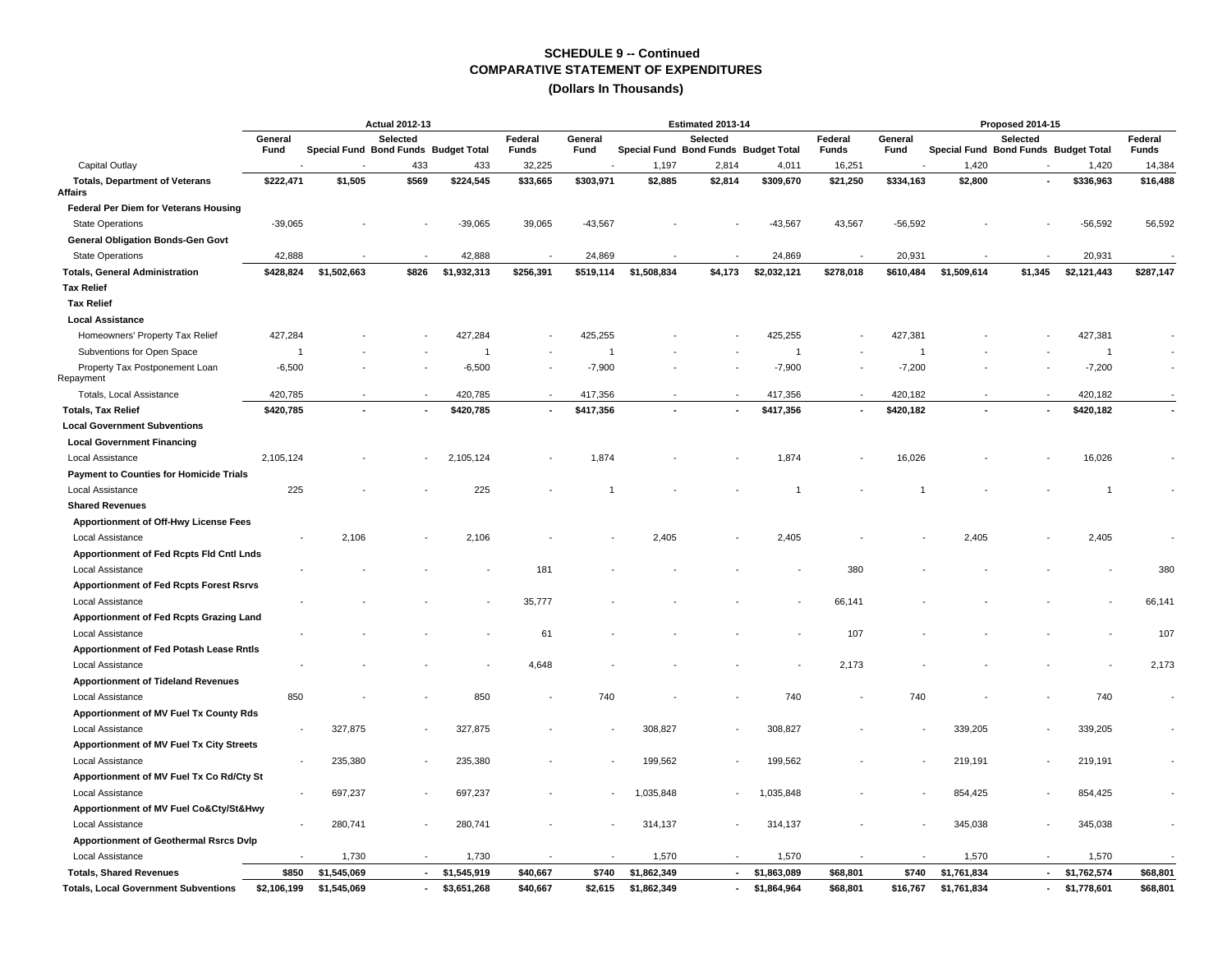## SCHEDULE 9 -- Continued
## COMPARATIVE STATEMENT OF EXPENDITURES
### (Dollars In Thousands)

| | Actual 2012-13 | | | | | Estimated 2013-14 | | | | | Proposed 2014-15 | | | | |
|---|---|---|---|---|---|---|---|---|---|---|---|---|---|---|---|
| | General Fund | Special Fund | Selected Bond Funds | Budget Total | Federal Funds | General Fund | Special Fund | Selected Bond Funds | Budget Total | Federal Funds | General Fund | Special Fund | Selected Bond Funds | Budget Total | Federal Funds |
| Capital Outlay | - | - | 433 | 433 | 32,225 | - | 1,197 | 2,814 | 4,011 | 16,251 | - | 1,420 | - | 1,420 | 14,384 |
| **Totals, Department of Veterans Affairs** | **$222,471** | **$1,505** | **$569** | **$224,545** | **$33,665** | **$303,971** | **$2,885** | **$2,814** | **$309,670** | **$21,250** | **$334,163** | **$2,800** | **-** | **$336,963** | **$16,488** |
| **Federal Per Diem for Veterans Housing** | | | | | | | | | | | | | | | |
| State Operations | -39,065 | - | - | -39,065 | 39,065 | -43,567 | - | - | -43,567 | 43,567 | -56,592 | - | - | -56,592 | 56,592 |
| **General Obligation Bonds-Gen Govt** | | | | | | | | | | | | | | | |
| State Operations | 42,888 | - | - | 42,888 | - | 24,869 | - | - | 24,869 | - | 20,931 | - | - | 20,931 | - |
| **Totals, General Administration** | **$428,824** | **$1,502,663** | **$826** | **$1,932,313** | **$256,391** | **$519,114** | **$1,508,834** | **$4,173** | **$2,032,121** | **$278,018** | **$610,484** | **$1,509,614** | **$1,345** | **$2,121,443** | **$287,147** |
| **Tax Relief** | | | | | | | | | | | | | | | |
| **Tax Relief** | | | | | | | | | | | | | | | |
| **Local Assistance** | | | | | | | | | | | | | | | |
| Homeowners' Property Tax Relief | 427,284 | - | - | 427,284 | - | 425,255 | - | - | 425,255 | - | 427,381 | - | - | 427,381 | - |
| Subventions for Open Space | 1 | - | - | 1 | - | 1 | - | - | 1 | - | 1 | - | - | 1 | - |
| Property Tax Postponement Loan Repayment | -6,500 | - | - | -6,500 | - | -7,900 | - | - | -7,900 | - | -7,200 | - | - | -7,200 | - |
| Totals, Local Assistance | 420,785 | - | - | 420,785 | - | 417,356 | - | - | 417,356 | - | 420,182 | - | - | 420,182 | - |
| **Totals, Tax Relief** | **$420,785** | **-** | **-** | **$420,785** | **-** | **$417,356** | **-** | **-** | **$417,356** | **-** | **$420,182** | **-** | **-** | **$420,182** | **-** |
| **Local Government Subventions** | | | | | | | | | | | | | | | |
| **Local Government Financing** | | | | | | | | | | | | | | | |
| Local Assistance | 2,105,124 | - | - | 2,105,124 | - | 1,874 | - | - | 1,874 | - | 16,026 | - | - | 16,026 | - |
| **Payment to Counties for Homicide Trials** | | | | | | | | | | | | | | | |
| Local Assistance | 225 | - | - | 225 | - | 1 | - | - | 1 | - | 1 | - | - | 1 | - |
| **Shared Revenues** | | | | | | | | | | | | | | | |
| **Apportionment of Off-Hwy License Fees** | | | | | | | | | | | | | | | |
| Local Assistance | - | 2,106 | - | 2,106 | - | - | 2,405 | - | 2,405 | - | - | 2,405 | - | 2,405 | - |
| **Apportionment of Fed Rcpts Fld Cntl Lnds** | | | | | | | | | | | | | | | |
| Local Assistance | - | - | - | - | 181 | - | - | - | - | 380 | - | - | - | - | 380 |
| **Apportionment of Fed Rcpts Forest Rsrvs** | | | | | | | | | | | | | | | |
| Local Assistance | - | - | - | - | 35,777 | - | - | - | - | 66,141 | - | - | - | - | 66,141 |
| **Apportionment of Fed Rcpts Grazing Land** | | | | | | | | | | | | | | | |
| Local Assistance | - | - | - | - | 61 | - | - | - | - | 107 | - | - | - | - | 107 |
| **Apportionment of Fed Potash Lease Rntls** | | | | | | | | | | | | | | | |
| Local Assistance | - | - | - | - | 4,648 | - | - | - | - | 2,173 | - | - | - | - | 2,173 |
| **Apportionment of Tideland Revenues** | | | | | | | | | | | | | | | |
| Local Assistance | 850 | - | - | 850 | - | 740 | - | - | 740 | - | 740 | - | - | 740 | - |
| **Apportionment of MV Fuel Tx County Rds** | | | | | | | | | | | | | | | |
| Local Assistance | - | 327,875 | - | 327,875 | - | - | 308,827 | - | 308,827 | - | - | 339,205 | - | 339,205 | - |
| **Apportionment of MV Fuel Tx City Streets** | | | | | | | | | | | | | | | |
| Local Assistance | - | 235,380 | - | 235,380 | - | - | 199,562 | - | 199,562 | - | - | 219,191 | - | 219,191 | - |
| **Apportionment of MV Fuel Tx Co Rd/Cty St** | | | | | | | | | | | | | | | |
| Local Assistance | - | 697,237 | - | 697,237 | - | - | 1,035,848 | - | 1,035,848 | - | - | 854,425 | - | 854,425 | - |
| **Apportionment of MV Fuel Co&Cty/St&Hwy** | | | | | | | | | | | | | | | |
| Local Assistance | - | 280,741 | - | 280,741 | - | - | 314,137 | - | 314,137 | - | - | 345,038 | - | 345,038 | - |
| **Apportionment of Geothermal Rsrcs Dvlp** | | | | | | | | | | | | | | | |
| Local Assistance | - | 1,730 | - | 1,730 | - | - | 1,570 | - | 1,570 | - | - | 1,570 | - | 1,570 | - |
| **Totals, Shared Revenues** | **$850** | **$1,545,069** | **-** | **$1,545,919** | **$40,667** | **$740** | **$1,862,349** | **-** | **$1,863,089** | **$68,801** | **$740** | **$1,761,834** | **-** | **$1,762,574** | **$68,801** |
| **Totals, Local Government Subventions** | **$2,106,199** | **$1,545,069** | **-** | **$3,651,268** | **$40,667** | **$2,615** | **$1,862,349** | **-** | **$1,864,964** | **$68,801** | **$16,767** | **$1,761,834** | **-** | **$1,778,601** | **$68,801** |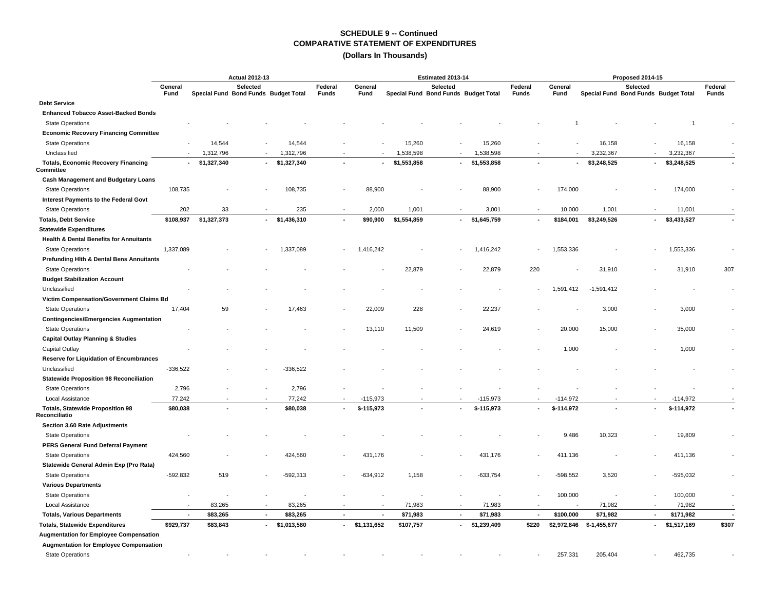## SCHEDULE 9 -- Continued
## COMPARATIVE STATEMENT OF EXPENDITURES
### (Dollars In Thousands)

| | Actual 2012-13 | | | | | Estimated 2013-14 | | | | | Proposed 2014-15 | | | | |
|---|---|---|---|---|---|---|---|---|---|---|---|---|---|---|---|
| | General Fund | Selected Special Fund | Selected Bond Funds | Selected Budget Total | Federal Funds | General Fund | Selected Special Fund | Selected Bond Funds | Selected Budget Total | Federal Funds | General Fund | Selected Special Fund | Selected Bond Funds | Selected Budget Total | Federal Funds |
| **Debt Service** | | | | | | | | | | | | | | | |
| **Enhanced Tobacco Asset-Backed Bonds** | | | | | | | | | | | | | | | |
| State Operations | - | - | - | - | - | - | - | - | - | - | 1 | - | - | 1 | - |
| **Economic Recovery Financing Committee** | | | | | | | | | | | | | | | |
| State Operations | - | 14,544 | - | 14,544 | - | - | 15,260 | - | 15,260 | - | - | 16,158 | - | 16,158 | - |
| Unclassified | - | 1,312,796 | - | 1,312,796 | - | - | 1,538,598 | - | 1,538,598 | - | - | 3,232,367 | - | 3,232,367 | - |
| **Totals, Economic Recovery Financing Committee** | - | $1,327,340 | - | $1,327,340 | - | - | $1,553,858 | - | $1,553,858 | - | - | $3,248,525 | - | $3,248,525 | - |
| **Cash Management and Budgetary Loans** | | | | | | | | | | | | | | | |
| State Operations | 108,735 | - | - | 108,735 | - | 88,900 | - | - | 88,900 | - | 174,000 | - | - | 174,000 | - |
| **Interest Payments to the Federal Govt** | | | | | | | | | | | | | | | |
| State Operations | 202 | 33 | - | 235 | - | 2,000 | 1,001 | - | 3,001 | - | 10,000 | 1,001 | - | 11,001 | - |
| **Totals, Debt Service** | $108,937 | $1,327,373 | - | $1,436,310 | - | $90,900 | $1,554,859 | - | $1,645,759 | - | $184,001 | $3,249,526 | - | $3,433,527 | - |
| **Statewide Expenditures** | | | | | | | | | | | | | | | |
| **Health & Dental Benefits for Annuitants** | | | | | | | | | | | | | | | |
| State Operations | 1,337,089 | - | - | 1,337,089 | - | 1,416,242 | - | - | 1,416,242 | - | 1,553,336 | - | - | 1,553,336 | - |
| **Prefunding Hlth & Dental Bens Annuitants** | | | | | | | | | | | | | | | |
| State Operations | - | - | - | - | - | - | 22,879 | - | 22,879 | 220 | - | 31,910 | - | 31,910 | 307 |
| **Budget Stabilization Account** | | | | | | | | | | | | | | | |
| Unclassified | - | - | - | - | - | - | - | - | - | - | 1,591,412 | -1,591,412 | - | - | - |
| **Victim Compensation/Government Claims Bd** | | | | | | | | | | | | | | | |
| State Operations | 17,404 | 59 | - | 17,463 | - | 22,009 | 228 | - | 22,237 | - | - | 3,000 | - | 3,000 | - |
| **Contingencies/Emergencies Augmentation** | | | | | | | | | | | | | | | |
| State Operations | - | - | - | - | - | 13,110 | 11,509 | - | 24,619 | - | 20,000 | 15,000 | - | 35,000 | - |
| **Capital Outlay Planning & Studies** | | | | | | | | | | | | | | | |
| Capital Outlay | - | - | - | - | - | - | - | - | - | - | 1,000 | - | - | 1,000 | - |
| **Reserve for Liquidation of Encumbrances** | | | | | | | | | | | | | | | |
| Unclassified | -336,522 | - | - | -336,522 | - | - | - | - | - | - | - | - | - | - | - |
| **Statewide Proposition 98 Reconciliation** | | | | | | | | | | | | | | | |
| State Operations | 2,796 | - | - | 2,796 | - | - | - | - | - | - | - | - | - | - | - |
| Local Assistance | 77,242 | - | - | 77,242 | - | -115,973 | - | - | -115,973 | - | -114,972 | - | - | -114,972 | - |
| **Totals, Statewide Proposition 98 Reconciliatio** | $80,038 | - | - | $80,038 | - | $-115,973 | - | - | $-115,973 | - | $-114,972 | - | - | $-114,972 | - |
| **Section 3.60 Rate Adjustments** | | | | | | | | | | | | | | | |
| State Operations | - | - | - | - | - | - | - | - | - | - | 9,486 | 10,323 | - | 19,809 | - |
| **PERS General Fund Deferral Payment** | | | | | | | | | | | | | | | |
| State Operations | 424,560 | - | - | 424,560 | - | 431,176 | - | - | 431,176 | - | 411,136 | - | - | 411,136 | - |
| **Statewide General Admin Exp (Pro Rata)** | | | | | | | | | | | | | | | |
| State Operations | -592,832 | 519 | - | -592,313 | - | -634,912 | 1,158 | - | -633,754 | - | -598,552 | 3,520 | - | -595,032 | - |
| **Various Departments** | | | | | | | | | | | | | | | |
| State Operations | - | - | - | - | - | - | - | - | - | - | 100,000 | - | - | 100,000 | - |
| Local Assistance | - | 83,265 | - | 83,265 | - | - | 71,983 | - | 71,983 | - | - | 71,982 | - | 71,982 | - |
| **Totals, Various Departments** | - | $83,265 | - | $83,265 | - | - | $71,983 | - | $71,983 | - | $100,000 | $71,982 | - | $171,982 | - |
| **Totals, Statewide Expenditures** | $929,737 | $83,843 | - | $1,013,580 | - | $1,131,652 | $107,757 | - | $1,239,409 | $220 | $2,972,846 | $-1,455,677 | - | $1,517,169 | $307 |
| **Augmentation for Employee Compensation** | | | | | | | | | | | | | | | |
| **Augmentation for Employee Compensation** | | | | | | | | | | | | | | | |
| State Operations | - | - | - | - | - | - | - | - | - | - | 257,331 | 205,404 | - | 462,735 | - |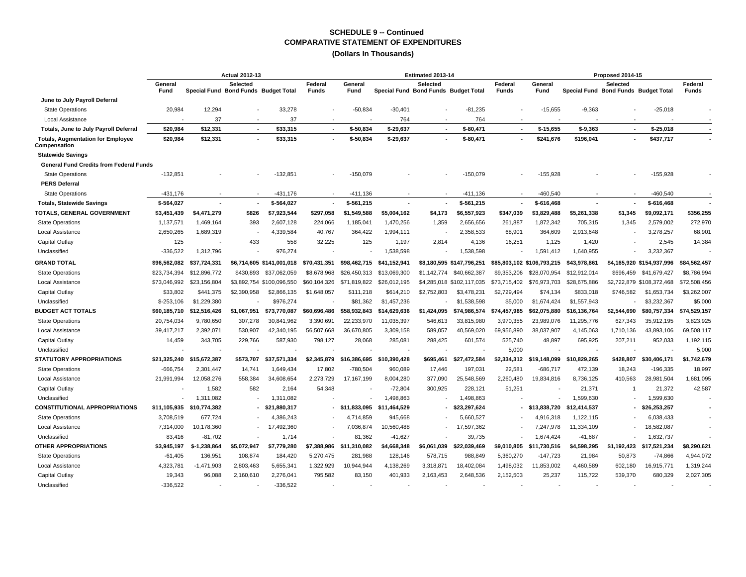## SCHEDULE 9 -- Continued
## COMPARATIVE STATEMENT OF EXPENDITURES
### (Dollars In Thousands)

| | Actual 2012-13 | | | | | Estimated 2013-14 | | | | | Proposed 2014-15 | | | | |
|---|---|---|---|---|---|---|---|---|---|---|---|---|---|---|---|
| | General Fund | Special Fund | Selected Bond Funds | Budget Total | Federal Funds | General Fund | Special Fund | Selected Bond Funds | Budget Total | Federal Funds | General Fund | Special Fund | Selected Bond Funds | Budget Total | Federal Funds |
| **June to July Payroll Deferral** | | | | | | | | | | | | | | | |
| State Operations | 20,984 | 12,294 | - | 33,278 | - | -50,834 | -30,401 | - | -81,235 | - | -15,655 | -9,363 | - | -25,018 | - |
| Local Assistance | - | 37 | - | 37 | - | - | 764 | - | 764 | - | - | - | - | - | - |
| **Totals, June to July Payroll Deferral** | **$20,984** | **$12,331** | **-** | **$33,315** | **-** | **$-50,834** | **$-29,637** | **-** | **$-80,471** | **-** | **$-15,655** | **$-9,363** | **-** | **$-25,018** | **-** |
| **Totals, Augmentation for Employee Compensation** | **$20,984** | **$12,331** | **-** | **$33,315** | **-** | **$-50,834** | **$-29,637** | **-** | **$-80,471** | **-** | **$241,676** | **$196,041** | **-** | **$437,717** | **-** |
| **Statewide Savings** | | | | | | | | | | | | | | | |
| **General Fund Credits from Federal Funds** | | | | | | | | | | | | | | | |
| State Operations | -132,851 | - | - | -132,851 | - | -150,079 | - | - | -150,079 | - | -155,928 | - | - | -155,928 | - |
| **PERS Deferral** | | | | | | | | | | | | | | | |
| State Operations | -431,176 | - | - | -431,176 | - | -411,136 | - | - | -411,136 | - | -460,540 | - | - | -460,540 | - |
| **Totals, Statewide Savings** | **$-564,027** | **-** | **-** | **$-564,027** | **-** | **$-561,215** | **-** | **-** | **$-561,215** | **-** | **$-616,468** | **-** | **-** | **$-616,468** | **-** |
| **TOTALS, GENERAL GOVERNMENT** | **$3,451,439** | **$4,471,279** | **$826** | **$7,923,544** | **$297,058** | **$1,549,588** | **$5,004,162** | **$4,173** | **$6,557,923** | **$347,039** | **$3,829,488** | **$5,261,338** | **$1,345** | **$9,092,171** | **$356,255** |
| State Operations | 1,137,571 | 1,469,164 | 393 | 2,607,128 | 224,066 | 1,185,041 | 1,470,256 | 1,359 | 2,656,656 | 261,887 | 1,872,342 | 705,315 | 1,345 | 2,579,002 | 272,970 |
| Local Assistance | 2,650,265 | 1,689,319 | - | 4,339,584 | 40,767 | 364,422 | 1,994,111 | - | 2,358,533 | 68,901 | 364,609 | 2,913,648 | - | 3,278,257 | 68,901 |
| Capital Outlay | 125 | - | 433 | 558 | 32,225 | 125 | 1,197 | 2,814 | 4,136 | 16,251 | 1,125 | 1,420 | - | 2,545 | 14,384 |
| Unclassified | -336,522 | 1,312,796 | - | 976,274 | - | - | 1,538,598 | - | 1,538,598 | - | 1,591,412 | 1,640,955 | - | 3,232,367 | - |
| **GRAND TOTAL** | **$96,562,082** | **$37,724,331** | **$6,714,605** | **$141,001,018** | **$70,431,351** | **$98,462,715** | **$41,152,941** | **$8,180,595** | **$147,796,251** | **$85,803,102** | **$106,793,215** | **$43,978,861** | **$4,165,920** | **$154,937,996** | **$84,562,457** |
| State Operations | $23,734,394 | $12,896,772 | $430,893 | $37,062,059 | $8,678,968 | $26,450,313 | $13,069,300 | $1,142,774 | $40,662,387 | $9,353,206 | $28,070,954 | $12,912,014 | $696,459 | $41,679,427 | $8,786,994 |
| Local Assistance | $73,046,992 | $23,156,804 | $3,892,754 | $100,096,550 | $60,104,326 | $71,819,822 | $26,012,195 | $4,285,018 | $102,117,035 | $73,715,402 | $76,973,703 | $28,675,886 | $2,722,879 | $108,372,468 | $72,508,456 |
| Capital Outlay | $33,802 | $441,375 | $2,390,958 | $2,866,135 | $1,648,057 | $111,218 | $614,210 | $2,752,803 | $3,478,231 | $2,729,494 | $74,134 | $833,018 | $746,582 | $1,653,734 | $3,262,007 |
| Unclassified | $-253,106 | $1,229,380 | - | $976,274 | - | $81,362 | $1,457,236 | - | $1,538,598 | $5,000 | $1,674,424 | $1,557,943 | - | $3,232,367 | $5,000 |
| **BUDGET ACT TOTALS** | **$60,185,710** | **$12,516,426** | **$1,067,951** | **$73,770,087** | **$60,696,486** | **$58,932,843** | **$14,629,636** | **$1,424,095** | **$74,986,574** | **$74,457,985** | **$62,075,880** | **$16,136,764** | **$2,544,690** | **$80,757,334** | **$74,529,157** |
| State Operations | 20,754,034 | 9,780,650 | 307,278 | 30,841,962 | 3,390,691 | 22,233,970 | 11,035,397 | 546,613 | 33,815,980 | 3,970,355 | 23,989,076 | 11,295,776 | 627,343 | 35,912,195 | 3,823,925 |
| Local Assistance | 39,417,217 | 2,392,071 | 530,907 | 42,340,195 | 56,507,668 | 36,670,805 | 3,309,158 | 589,057 | 40,569,020 | 69,956,890 | 38,037,907 | 4,145,063 | 1,710,136 | 43,893,106 | 69,508,117 |
| Capital Outlay | 14,459 | 343,705 | 229,766 | 587,930 | 798,127 | 28,068 | 285,081 | 288,425 | 601,574 | 525,740 | 48,897 | 695,925 | 207,211 | 952,033 | 1,192,115 |
| Unclassified | - | - | - | - | - | - | - | - | - | 5,000 | - | - | - | - | 5,000 |
| **STATUTORY APPROPRIATIONS** | **$21,325,240** | **$15,672,387** | **$573,707** | **$37,571,334** | **$2,345,879** | **$16,386,695** | **$10,390,428** | **$695,461** | **$27,472,584** | **$2,334,312** | **$19,148,099** | **$10,829,265** | **$428,807** | **$30,406,171** | **$1,742,679** |
| State Operations | -666,754 | 2,301,447 | 14,741 | 1,649,434 | 17,802 | -780,504 | 960,089 | 17,446 | 197,031 | 22,581 | -686,717 | 472,139 | 18,243 | -196,335 | 18,997 |
| Local Assistance | 21,991,994 | 12,058,276 | 558,384 | 34,608,654 | 2,273,729 | 17,167,199 | 8,004,280 | 377,090 | 25,548,569 | 2,260,480 | 19,834,816 | 8,736,125 | 410,563 | 28,981,504 | 1,681,095 |
| Capital Outlay | - | 1,582 | 582 | 2,164 | 54,348 | - | -72,804 | 300,925 | 228,121 | 51,251 | - | 21,371 | 1 | 21,372 | 42,587 |
| Unclassified | - | 1,311,082 | - | 1,311,082 | - | - | 1,498,863 | - | 1,498,863 | - | - | 1,599,630 | - | 1,599,630 | - |
| **CONSTITUTIONAL APPROPRIATIONS** | **$11,105,935** | **$10,774,382** | **-** | **$21,880,317** | **-** | **$11,833,095** | **$11,464,529** | **-** | **$23,297,624** | **-** | **$13,838,720** | **$12,414,537** | **-** | **$26,253,257** | **-** |
| State Operations | 3,708,519 | 677,724 | - | 4,386,243 | - | 4,714,859 | 945,668 | - | 5,660,527 | - | 4,916,318 | 1,122,115 | - | 6,038,433 | - |
| Local Assistance | 7,314,000 | 10,178,360 | - | 17,492,360 | - | 7,036,874 | 10,560,488 | - | 17,597,362 | - | 7,247,978 | 11,334,109 | - | 18,582,087 | - |
| Unclassified | 83,416 | -81,702 | - | 1,714 | - | 81,362 | -41,627 | - | 39,735 | - | 1,674,424 | -41,687 | - | 1,632,737 | - |
| **OTHER APPROPRIATIONS** | **$3,945,197** | **$-1,238,864** | **$5,072,947** | **$7,779,280** | **$7,388,986** | **$11,310,082** | **$4,668,348** | **$6,061,039** | **$22,039,469** | **$9,010,805** | **$11,730,516** | **$4,598,295** | **$1,192,423** | **$17,521,234** | **$8,290,621** |
| State Operations | -61,405 | 136,951 | 108,874 | 184,420 | 5,270,475 | 281,988 | 128,146 | 578,715 | 988,849 | 5,360,270 | -147,723 | 21,984 | 50,873 | -74,866 | 4,944,072 |
| Local Assistance | 4,323,781 | -1,471,903 | 2,803,463 | 5,655,341 | 1,322,929 | 10,944,944 | 4,138,269 | 3,318,871 | 18,402,084 | 1,498,032 | 11,853,002 | 4,460,589 | 602,180 | 16,915,771 | 1,319,244 |
| Capital Outlay | 19,343 | 96,088 | 2,160,610 | 2,276,041 | 795,582 | 83,150 | 401,933 | 2,163,453 | 2,648,536 | 2,152,503 | 25,237 | 115,722 | 539,370 | 680,329 | 2,027,305 |
| Unclassified | -336,522 | - | - | -336,522 | - | - | - | - | - | - | - | - | - | - | - |